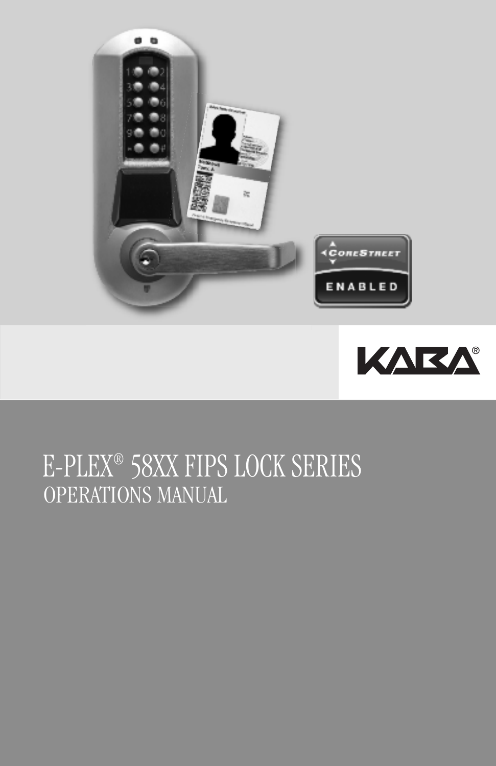# E-PLEX® 58XX FIPS LOCK SERIES

## OPERATIONS MANUAL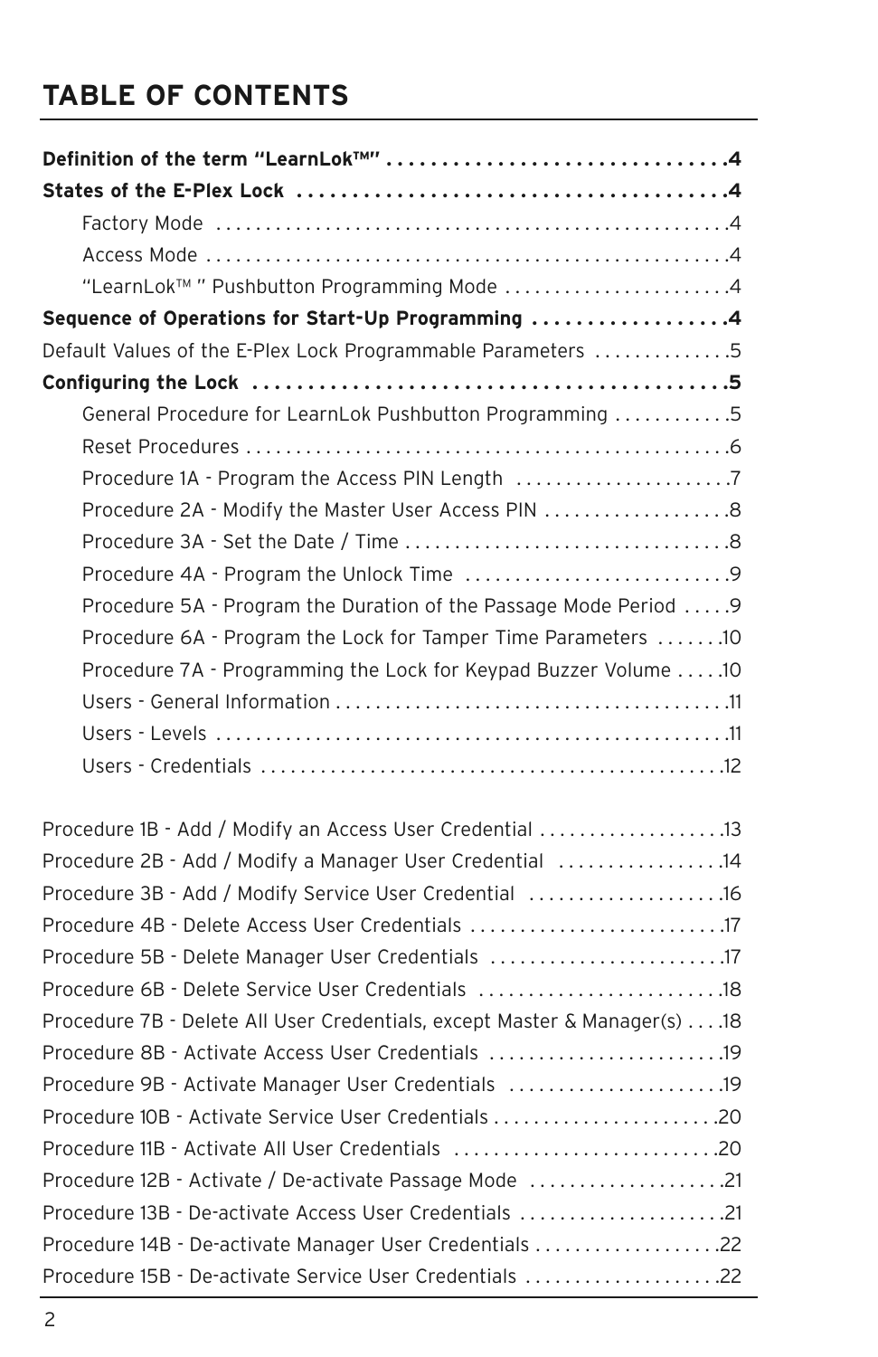# TABLE OF CONTENTS

**Definition of the term "LearnLok™"** . . . . . . . . . . . . . . . . . . . . . . . . . . . . . . . **.4**

**States of the E-Plex Lock** . . . . . . . . . . . . . . . . . . . . . . . . . . . . . . . . . . . . . . . **.4**

- Factory Mode . . . . . . . . . . . . . . . . . . . . . . . . . . . . . . . . . . . . . . . . . . . . . . . . . . .4
- Access Mode . . . . . . . . . . . . . . . . . . . . . . . . . . . . . . . . . . . . . . . . . . . . . . . . . . . .4
- "LearnLok™ " Pushbutton Programming Mode . . . . . . . . . . . . . . . . . . . . . . . .4

**Sequence of Operations for Start-Up Programming** . . . . . . . . . . . . . . . . . . **.4**

Default Values of the E-Plex Lock Programmable Parameters . . . . . . . . . . . . .5

**Configuring the Lock** . . . . . . . . . . . . . . . . . . . . . . . . . . . . . . . . . . . . . . . . . . . **.5**

- General Procedure for LearnLok Pushbutton Programming . . . . . . . . . . . .5
- Reset Procedures . . . . . . . . . . . . . . . . . . . . . . . . . . . . . . . . . . . . . . . . . . . . . . . . .6
- Procedure 1A - Program the Access PIN Length . . . . . . . . . . . . . . . . . . . . . .7
- Procedure 2A - Modify the Master User Access PIN . . . . . . . . . . . . . . . . . . .8
- Procedure 3A - Set the Date / Time . . . . . . . . . . . . . . . . . . . . . . . . . . . . . . . . .8
- Procedure 4A - Program the Unlock Time . . . . . . . . . . . . . . . . . . . . . . . . . . .9
- Procedure 5A - Program the Duration of the Passage Mode Period . . . . .9
- Procedure 6A - Program the Lock for Tamper Time Parameters . . . . . . .10
- Procedure 7A - Programming the Lock for Keypad Buzzer Volume . . . . .10
- Users - General Information . . . . . . . . . . . . . . . . . . . . . . . . . . . . . . . . . . . . . . .11
- Users - Levels . . . . . . . . . . . . . . . . . . . . . . . . . . . . . . . . . . . . . . . . . . . . . . . . . . . .11
- Users - Credentials . . . . . . . . . . . . . . . . . . . . . . . . . . . . . . . . . . . . . . . . . . . . . . .12

Procedure 1B - Add / Modify an Access User Credential . . . . . . . . . . . . . . . . . . .13

Procedure 2B - Add / Modify a Manager User Credential . . . . . . . . . . . . . . . . .14

Procedure 3B - Add / Modify Service User Credential . . . . . . . . . . . . . . . . . . . .16

Procedure 4B - Delete Access User Credentials . . . . . . . . . . . . . . . . . . . . . . . . . .17

Procedure 5B - Delete Manager User Credentials . . . . . . . . . . . . . . . . . . . . . . . .17

Procedure 6B - Delete Service User Credentials . . . . . . . . . . . . . . . . . . . . . . . . .18

Procedure 7B - Delete All User Credentials, except Master & Manager(s) . . . .18

Procedure 8B - Activate Access User Credentials . . . . . . . . . . . . . . . . . . . . . . . .19

Procedure 9B - Activate Manager User Credentials . . . . . . . . . . . . . . . . . . . . . .19

Procedure 10B - Activate Service User Credentials . . . . . . . . . . . . . . . . . . . . . . .20

Procedure 11B - Activate All User Credentials . . . . . . . . . . . . . . . . . . . . . . . . . . .20

Procedure 12B - Activate / De-activate Passage Mode . . . . . . . . . . . . . . . . . . . .21

Procedure 13B - De-activate Access User Credentials . . . . . . . . . . . . . . . . . . . . .21

Procedure 14B - De-activate Manager User Credentials . . . . . . . . . . . . . . . . . . .22

Procedure 15B - De-activate Service User Credentials . . . . . . . . . . . . . . . . . . . .22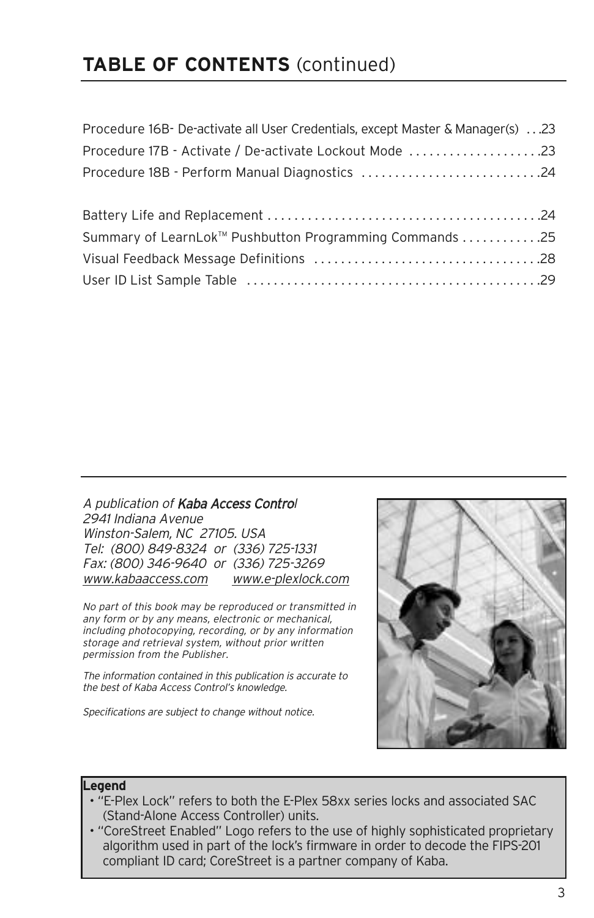## **TABLE OF CONTENTS** (continued)

Procedure 16B- De-activate all User Credentials, except Master & Manager(s) . . .23
Procedure 17B - Activate / De-activate Lockout Mode . . . . . . . . . . . . . . . . . . . .23
Procedure 18B - Perform Manual Diagnostics . . . . . . . . . . . . . . . . . . . . . . . . . . .24

Battery Life and Replacement . . . . . . . . . . . . . . . . . . . . . . . . . . . . . . . . . . . . . . . . .24
Summary of LearnLok™ Pushbutton Programming Commands . . . . . . . . . . . .25
Visual Feedback Message Definitions . . . . . . . . . . . . . . . . . . . . . . . . . . . . . . . . . .28
User ID List Sample Table . . . . . . . . . . . . . . . . . . . . . . . . . . . . . . . . . . . . . . . . . . . .29

*A publication of **Kaba Access Control***
*2941 Indiana Avenue*
*Winston-Salem, NC 27105. USA*
*Tel: (800) 849-8324 or (336) 725-1331*
*Fax: (800) 346-9640 or (336) 725-3269*
*www.kabaaccess.com www.e-plexlock.com*

*No part of this book may be reproduced or transmitted in any form or by any means, electronic or mechanical, including photocopying, recording, or by any information storage and retrieval system, without prior written permission from the Publisher.*

*The information contained in this publication is accurate to the best of Kaba Access Control's knowledge.*

*Specifications are subject to change without notice.*

**Legend**

- "E-Plex Lock" refers to both the E-Plex 58xx series locks and associated SAC (Stand-Alone Access Controller) units.
- "CoreStreet Enabled" Logo refers to the use of highly sophisticated proprietary algorithm used in part of the lock's firmware in order to decode the FIPS-201 compliant ID card; CoreStreet is a partner company of Kaba.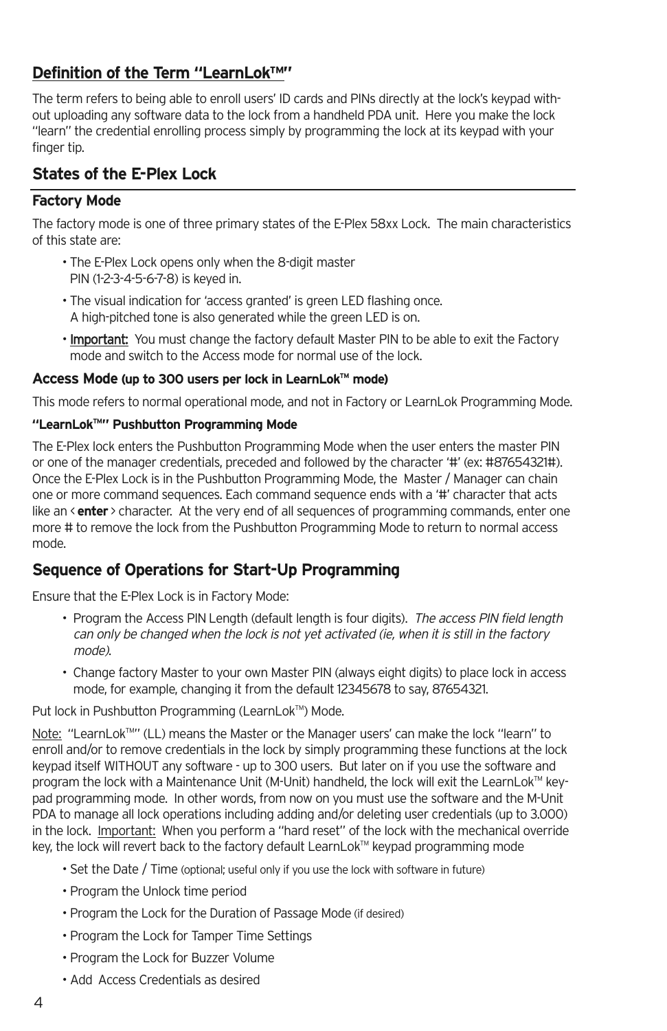## Definition of the Term "LearnLok™"

The term refers to being able to enroll users' ID cards and PINs directly at the lock's keypad without uploading any software data to the lock from a handheld PDA unit. Here you make the lock "learn" the credential enrolling process simply by programming the lock at its keypad with your finger tip.

## States of the E-Plex Lock

### Factory Mode

The factory mode is one of three primary states of the E-Plex 58xx Lock. The main characteristics of this state are:

- The E-Plex Lock opens only when the 8-digit master PIN (1-2-3-4-5-6-7-8) is keyed in.
- The visual indication for 'access granted' is green LED flashing once. A high-pitched tone is also generated while the green LED is on.
- Important: You must change the factory default Master PIN to be able to exit the Factory mode and switch to the Access mode for normal use of the lock.

### Access Mode (up to 300 users per lock in LearnLok™ mode)

This mode refers to normal operational mode, and not in Factory or LearnLok Programming Mode.

#### "LearnLok™" Pushbutton Programming Mode

The E-Plex lock enters the Pushbutton Programming Mode when the user enters the master PIN or one of the manager credentials, preceded and followed by the character '#' (ex: #87654321#). Once the E-Plex Lock is in the Pushbutton Programming Mode, the Master / Manager can chain one or more command sequences. Each command sequence ends with a '#' character that acts like an < **enter** > character. At the very end of all sequences of programming commands, enter one more # to remove the lock from the Pushbutton Programming Mode to return to normal access mode.

## Sequence of Operations for Start-Up Programming

Ensure that the E-Plex Lock is in Factory Mode:

- Program the Access PIN Length (default length is four digits). *The access PIN field length can only be changed when the lock is not yet activated (ie, when it is still in the factory mode).*
- Change factory Master to your own Master PIN (always eight digits) to place lock in access mode, for example, changing it from the default 12345678 to say, 87654321.

Put lock in Pushbutton Programming (LearnLok™) Mode.

Note: "LearnLok™" (LL) means the Master or the Manager users' can make the lock "learn" to enroll and/or to remove credentials in the lock by simply programming these functions at the lock keypad itself WITHOUT any software - up to 300 users. But later on if you use the software and program the lock with a Maintenance Unit (M-Unit) handheld, the lock will exit the LearnLok™ keypad programming mode. In other words, from now on you must use the software and the M-Unit PDA to manage all lock operations including adding and/or deleting user credentials (up to 3.000) in the lock. Important: When you perform a "hard reset" of the lock with the mechanical override key, the lock will revert back to the factory default LearnLok™ keypad programming mode

- Set the Date / Time (optional; useful only if you use the lock with software in future)
- Program the Unlock time period
- Program the Lock for the Duration of Passage Mode (if desired)
- Program the Lock for Tamper Time Settings
- Program the Lock for Buzzer Volume
- Add Access Credentials as desired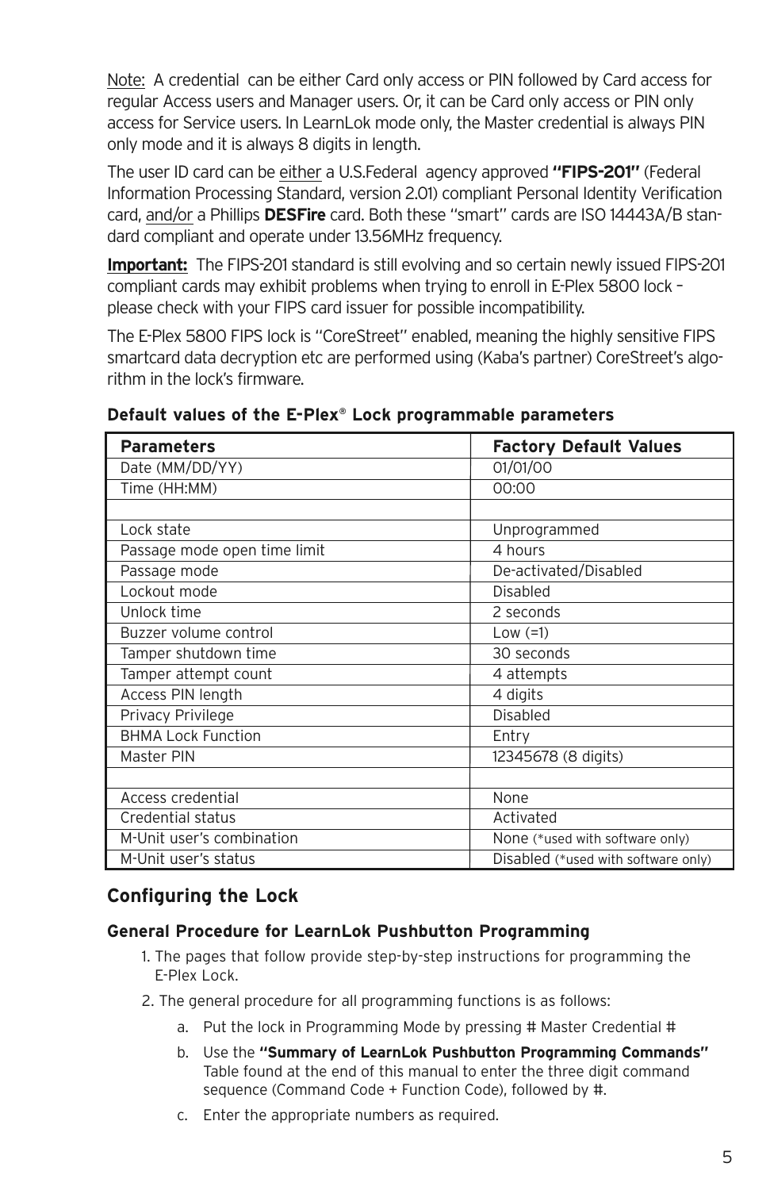Note: A credential can be either Card only access or PIN followed by Card access for regular Access users and Manager users. Or, it can be Card only access or PIN only access for Service users. In LearnLok mode only, the Master credential is always PIN only mode and it is always 8 digits in length.

The user ID card can be either a U.S.Federal agency approved **"FIPS-201"** (Federal Information Processing Standard, version 2.01) compliant Personal Identity Verification card, and/or a Phillips **DESFire** card. Both these "smart" cards are ISO 14443A/B standard compliant and operate under 13.56MHz frequency.

**Important:** The FIPS-201 standard is still evolving and so certain newly issued FIPS-201 compliant cards may exhibit problems when trying to enroll in E-Plex 5800 lock – please check with your FIPS card issuer for possible incompatibility.

The E-Plex 5800 FIPS lock is "CoreStreet" enabled, meaning the highly sensitive FIPS smartcard data decryption etc are performed using (Kaba's partner) CoreStreet's algorithm in the lock's firmware.

**Default values of the E-Plex® Lock programmable parameters**

| Parameters | Factory Default Values |
|---|---|
| Date (MM/DD/YY) | 01/01/00 |
| Time (HH:MM) | 00:00 |
| | |
| Lock state | Unprogrammed |
| Passage mode open time limit | 4 hours |
| Passage mode | De-activated/Disabled |
| Lockout mode | Disabled |
| Unlock time | 2 seconds |
| Buzzer volume control | Low (=1) |
| Tamper shutdown time | 30 seconds |
| Tamper attempt count | 4 attempts |
| Access PIN length | 4 digits |
| Privacy Privilege | Disabled |
| BHMA Lock Function | Entry |
| Master PIN | 12345678 (8 digits) |
| | |
| Access credential | None |
| Credential status | Activated |
| M-Unit user's combination | None (*used with software only) |
| M-Unit user's status | Disabled (*used with software only) |

## Configuring the Lock

### General Procedure for LearnLok Pushbutton Programming

1. The pages that follow provide step-by-step instructions for programming the E-Plex Lock.
2. The general procedure for all programming functions is as follows:
   a. Put the lock in Programming Mode by pressing # Master Credential #
   b. Use the **"Summary of LearnLok Pushbutton Programming Commands"** Table found at the end of this manual to enter the three digit command sequence (Command Code + Function Code), followed by #.
   c. Enter the appropriate numbers as required.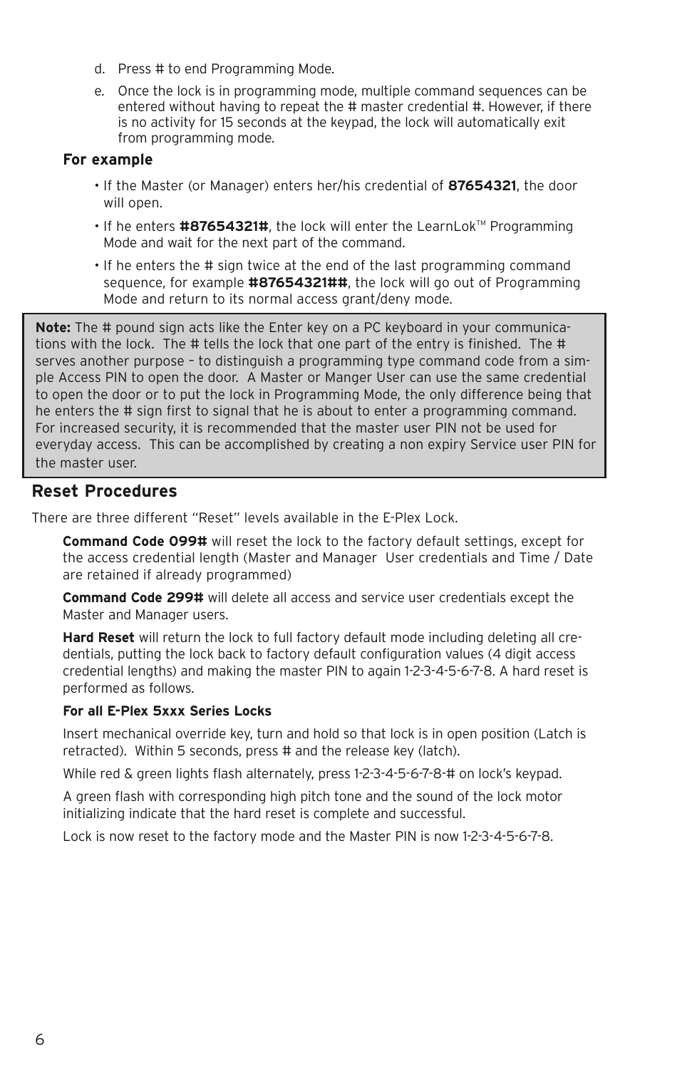d. Press # to end Programming Mode.

e. Once the lock is in programming mode, multiple command sequences can be entered without having to repeat the # master credential #. However, if there is no activity for 15 seconds at the keypad, the lock will automatically exit from programming mode.

**For example**

- If the Master (or Manager) enters her/his credential of **87654321**, the door will open.
- If he enters **#87654321#**, the lock will enter the LearnLok™ Programming Mode and wait for the next part of the command.
- If he enters the # sign twice at the end of the last programming command sequence, for example **#87654321##**, the lock will go out of Programming Mode and return to its normal access grant/deny mode.

> **Note:** The # pound sign acts like the Enter key on a PC keyboard in your communications with the lock. The # tells the lock that one part of the entry is finished. The # serves another purpose – to distinguish a programming type command code from a simple Access PIN to open the door. A Master or Manger User can use the same credential to open the door or to put the lock in Programming Mode, the only difference being that he enters the # sign first to signal that he is about to enter a programming command. For increased security, it is recommended that the master user PIN not be used for everyday access. This can be accomplished by creating a non expiry Service user PIN for the master user.

## Reset Procedures

There are three different "Reset" levels available in the E-Plex Lock.

**Command Code 099#** will reset the lock to the factory default settings, except for the access credential length (Master and Manager User credentials and Time / Date are retained if already programmed)

**Command Code 299#** will delete all access and service user credentials except the Master and Manager users.

**Hard Reset** will return the lock to full factory default mode including deleting all credentials, putting the lock back to factory default configuration values (4 digit access credential lengths) and making the master PIN to again 1-2-3-4-5-6-7-8. A hard reset is performed as follows.

**For all E-Plex 5xxx Series Locks**

Insert mechanical override key, turn and hold so that lock is in open position (Latch is retracted). Within 5 seconds, press # and the release key (latch).

While red & green lights flash alternately, press 1-2-3-4-5-6-7-8-# on lock's keypad.

A green flash with corresponding high pitch tone and the sound of the lock motor initializing indicate that the hard reset is complete and successful.

Lock is now reset to the factory mode and the Master PIN is now 1-2-3-4-5-6-7-8.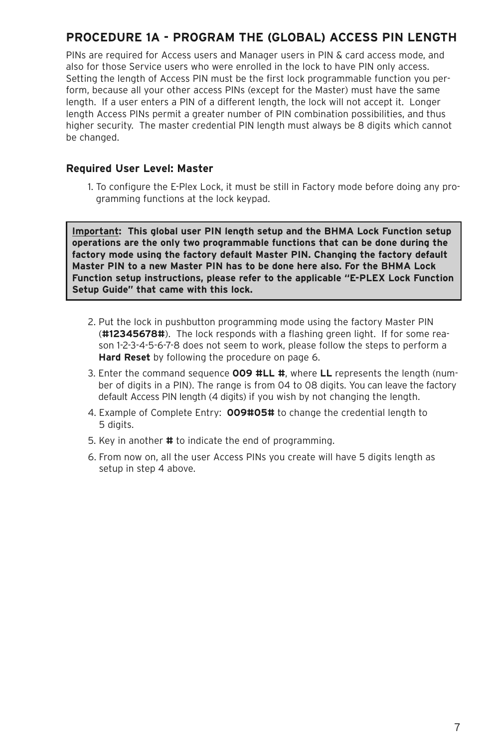## PROCEDURE 1A - PROGRAM THE (GLOBAL) ACCESS PIN LENGTH

PINs are required for Access users and Manager users in PIN & card access mode, and also for those Service users who were enrolled in the lock to have PIN only access. Setting the length of Access PIN must be the first lock programmable function you perform, because all your other access PINs (except for the Master) must have the same length. If a user enters a PIN of a different length, the lock will not accept it. Longer length Access PINs permit a greater number of PIN combination possibilities, and thus higher security. The master credential PIN length must always be 8 digits which cannot be changed.

### Required User Level: Master

1. To configure the E-Plex Lock, it must be still in Factory mode before doing any programming functions at the lock keypad.

> **Important: This global user PIN length setup and the BHMA Lock Function setup operations are the only two programmable functions that can be done during the factory mode using the factory default Master PIN. Changing the factory default Master PIN to a new Master PIN has to be done here also. For the BHMA Lock Function setup instructions, please refer to the applicable "E-PLEX Lock Function Setup Guide" that came with this lock.**

2. Put the lock in pushbutton programming mode using the factory Master PIN (**#12345678#**). The lock responds with a flashing green light. If for some reason 1-2-3-4-5-6-7-8 does not seem to work, please follow the steps to perform a **Hard Reset** by following the procedure on page 6.
3. Enter the command sequence **009 #LL #**, where **LL** represents the length (number of digits in a PIN). The range is from 04 to 08 digits. You can leave the factory default Access PIN length (4 digits) if you wish by not changing the length.
4. Example of Complete Entry: **009#05#** to change the credential length to 5 digits.
5. Key in another **#** to indicate the end of programming.
6. From now on, all the user Access PINs you create will have 5 digits length as setup in step 4 above.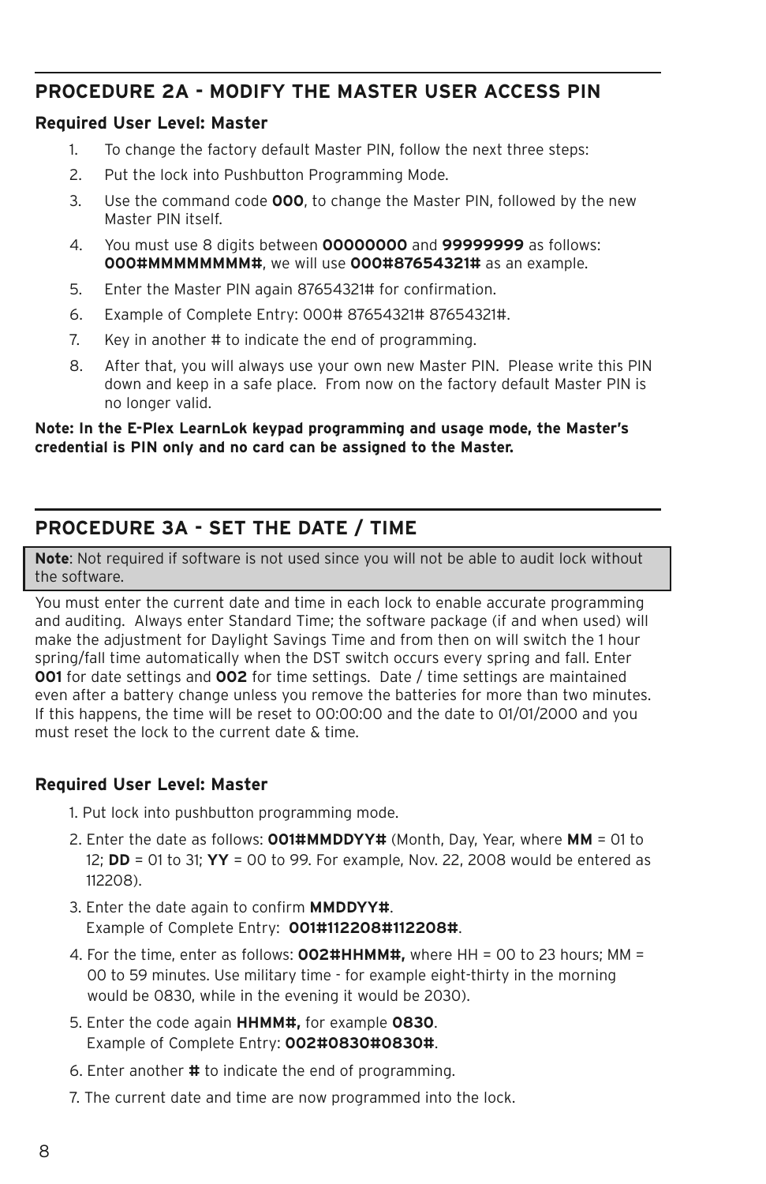## PROCEDURE 2A - MODIFY THE MASTER USER ACCESS PIN

**Required User Level: Master**

1. To change the factory default Master PIN, follow the next three steps:
2. Put the lock into Pushbutton Programming Mode.
3. Use the command code **000**, to change the Master PIN, followed by the new Master PIN itself.
4. You must use 8 digits between **00000000** and **99999999** as follows: **000#MMMMMMMM#**, we will use **000#87654321#** as an example.
5. Enter the Master PIN again 87654321# for confirmation.
6. Example of Complete Entry: 000# 87654321# 87654321#.
7. Key in another # to indicate the end of programming.
8. After that, you will always use your own new Master PIN. Please write this PIN down and keep in a safe place. From now on the factory default Master PIN is no longer valid.

**Note: In the E-Plex LearnLok keypad programming and usage mode, the Master's credential is PIN only and no card can be assigned to the Master.**

## PROCEDURE 3A - SET THE DATE / TIME

**Note**: Not required if software is not used since you will not be able to audit lock without the software.

You must enter the current date and time in each lock to enable accurate programming and auditing. Always enter Standard Time; the software package (if and when used) will make the adjustment for Daylight Savings Time and from then on will switch the 1 hour spring/fall time automatically when the DST switch occurs every spring and fall. Enter **001** for date settings and **002** for time settings. Date / time settings are maintained even after a battery change unless you remove the batteries for more than two minutes. If this happens, the time will be reset to 00:00:00 and the date to 01/01/2000 and you must reset the lock to the current date & time.

**Required User Level: Master**

1. Put lock into pushbutton programming mode.
2. Enter the date as follows: **001#MMDDYY#** (Month, Day, Year, where **MM** = 01 to 12; **DD** = 01 to 31; **YY** = 00 to 99. For example, Nov. 22, 2008 would be entered as 112208).
3. Enter the date again to confirm **MMDDYY#**.
   Example of Complete Entry: **001#112208#112208#**.
4. For the time, enter as follows: **002#HHMM#,** where HH = 00 to 23 hours; MM = 00 to 59 minutes. Use military time - for example eight-thirty in the morning would be 0830, while in the evening it would be 2030).
5. Enter the code again **HHMM#,** for example **0830**.
   Example of Complete Entry: **002#0830#0830#**.
6. Enter another **#** to indicate the end of programming.
7. The current date and time are now programmed into the lock.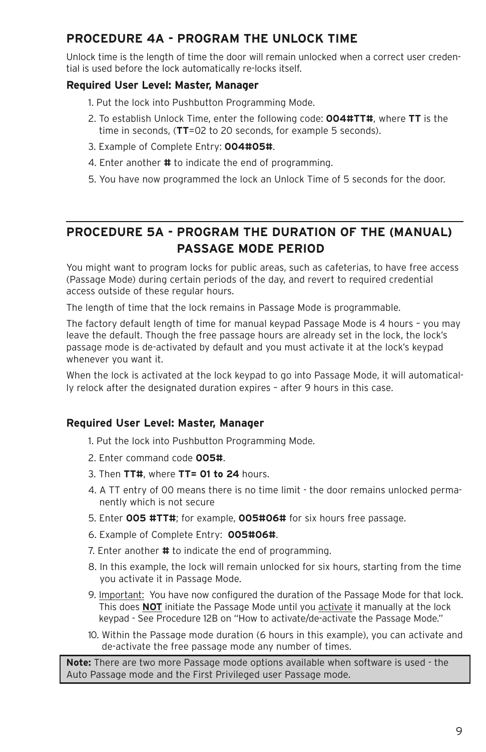## PROCEDURE 4A - PROGRAM THE UNLOCK TIME

Unlock time is the length of time the door will remain unlocked when a correct user credential is used before the lock automatically re-locks itself.

### Required User Level: Master, Manager

1. Put the lock into Pushbutton Programming Mode.
2. To establish Unlock Time, enter the following code: **004#TT#**, where **TT** is the time in seconds, (**TT**=02 to 20 seconds, for example 5 seconds).
3. Example of Complete Entry: **004#05#**.
4. Enter another **#** to indicate the end of programming.
5. You have now programmed the lock an Unlock Time of 5 seconds for the door.

---

## PROCEDURE 5A - PROGRAM THE DURATION OF THE (MANUAL) PASSAGE MODE PERIOD

You might want to program locks for public areas, such as cafeterias, to have free access (Passage Mode) during certain periods of the day, and revert to required credential access outside of these regular hours.

The length of time that the lock remains in Passage Mode is programmable.

The factory default length of time for manual keypad Passage Mode is 4 hours – you may leave the default. Though the free passage hours are already set in the lock, the lock's passage mode is de-activated by default and you must activate it at the lock's keypad whenever you want it.

When the lock is activated at the lock keypad to go into Passage Mode, it will automatically relock after the designated duration expires – after 9 hours in this case.

### Required User Level: Master, Manager

1. Put the lock into Pushbutton Programming Mode.
2. Enter command code **005#**.
3. Then **TT#**, where **TT= 01 to 24** hours.
4. A TT entry of 00 means there is no time limit - the door remains unlocked permanently which is not secure
5. Enter **005 #TT#**; for example, **005#06#** for six hours free passage.
6. Example of Complete Entry: **005#06#**.
7. Enter another **#** to indicate the end of programming.
8. In this example, the lock will remain unlocked for six hours, starting from the time you activate it in Passage Mode.
9. Important: You have now configured the duration of the Passage Mode for that lock. This does **NOT** initiate the Passage Mode until you activate it manually at the lock keypad - See Procedure 12B on "How to activate/de-activate the Passage Mode."
10. Within the Passage mode duration (6 hours in this example), you can activate and de-activate the free passage mode any number of times.

> **Note:** There are two more Passage mode options available when software is used - the Auto Passage mode and the First Privileged user Passage mode.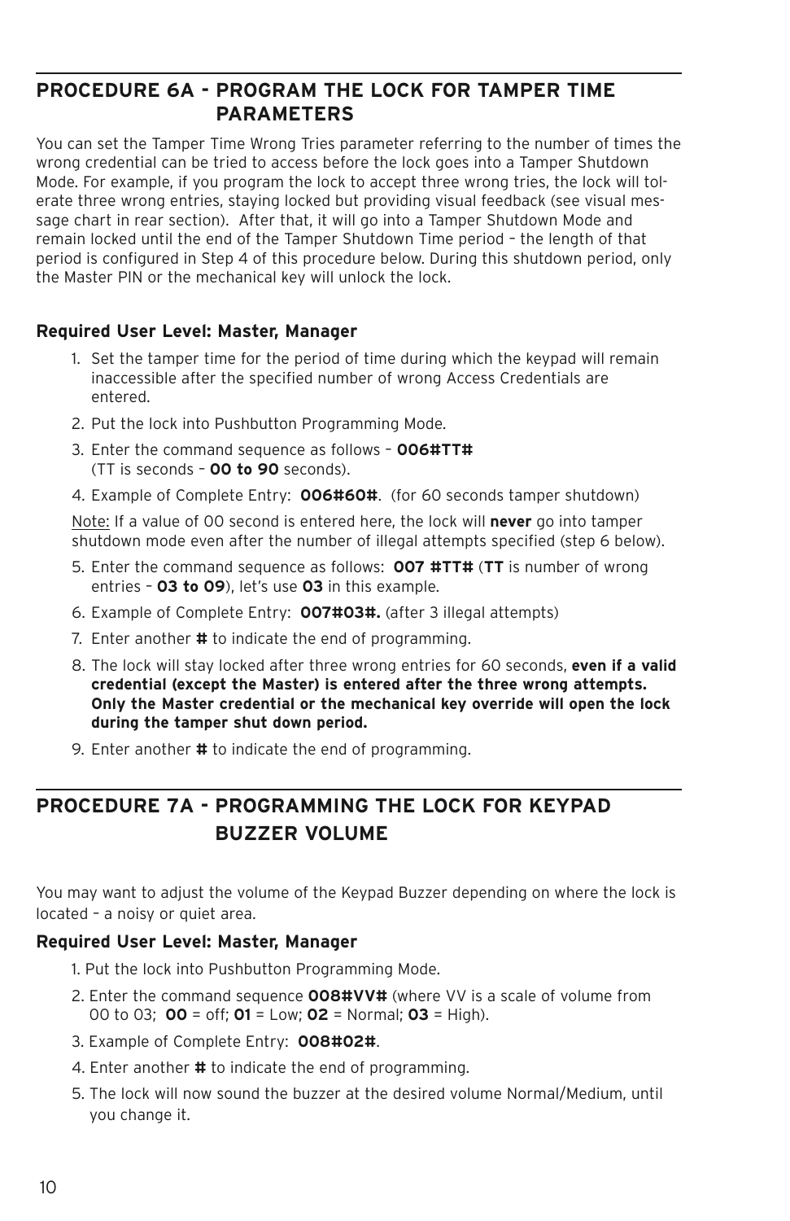## PROCEDURE 6A - PROGRAM THE LOCK FOR TAMPER TIME PARAMETERS

You can set the Tamper Time Wrong Tries parameter referring to the number of times the wrong credential can be tried to access before the lock goes into a Tamper Shutdown Mode. For example, if you program the lock to accept three wrong tries, the lock will tolerate three wrong entries, staying locked but providing visual feedback (see visual message chart in rear section). After that, it will go into a Tamper Shutdown Mode and remain locked until the end of the Tamper Shutdown Time period – the length of that period is configured in Step 4 of this procedure below. During this shutdown period, only the Master PIN or the mechanical key will unlock the lock.

**Required User Level: Master, Manager**

1. Set the tamper time for the period of time during which the keypad will remain inaccessible after the specified number of wrong Access Credentials are entered.
2. Put the lock into Pushbutton Programming Mode.
3. Enter the command sequence as follows – **006#TT#** (TT is seconds – **00 to 90** seconds).
4. Example of Complete Entry: **006#60#**. (for 60 seconds tamper shutdown)

   Note: If a value of 00 second is entered here, the lock will **never** go into tamper shutdown mode even after the number of illegal attempts specified (step 6 below).

5. Enter the command sequence as follows: **007 #TT#** (**TT** is number of wrong entries – **03 to 09**), let's use **03** in this example.
6. Example of Complete Entry: **007#03#.** (after 3 illegal attempts)
7. Enter another **#** to indicate the end of programming.
8. The lock will stay locked after three wrong entries for 60 seconds, **even if a valid credential (except the Master) is entered after the three wrong attempts. Only the Master credential or the mechanical key override will open the lock during the tamper shut down period.**
9. Enter another **#** to indicate the end of programming.

## PROCEDURE 7A - PROGRAMMING THE LOCK FOR KEYPAD BUZZER VOLUME

You may want to adjust the volume of the Keypad Buzzer depending on where the lock is located – a noisy or quiet area.

**Required User Level: Master, Manager**

1. Put the lock into Pushbutton Programming Mode.
2. Enter the command sequence **008#VV#** (where VV is a scale of volume from 00 to 03; **00** = off; **01** = Low; **02** = Normal; **03** = High).
3. Example of Complete Entry: **008#02#**.
4. Enter another **#** to indicate the end of programming.
5. The lock will now sound the buzzer at the desired volume Normal/Medium, until you change it.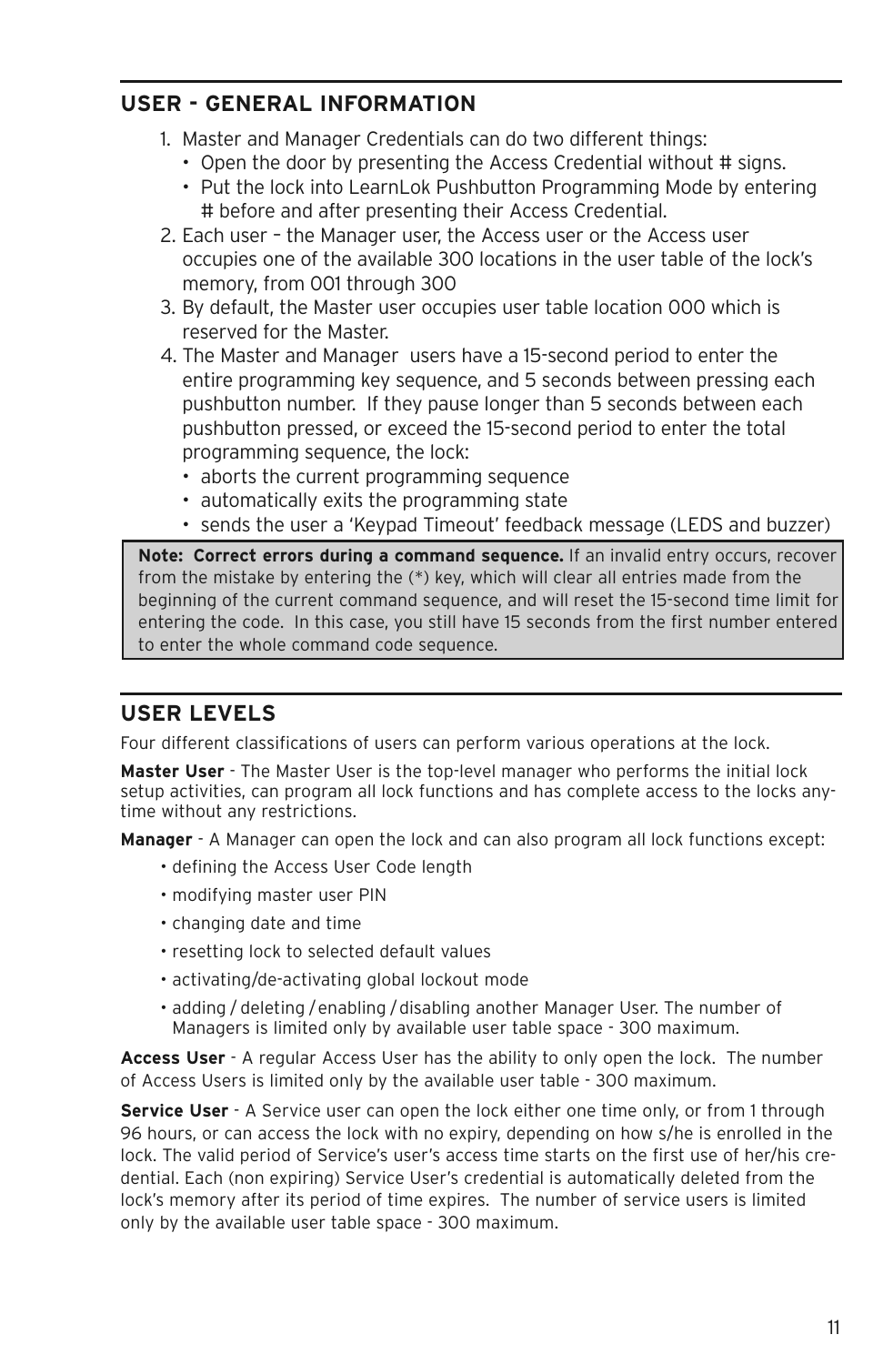## USER - GENERAL INFORMATION

1. Master and Manager Credentials can do two different things:
   - Open the door by presenting the Access Credential without # signs.
   - Put the lock into LearnLok Pushbutton Programming Mode by entering # before and after presenting their Access Credential.
2. Each user – the Manager user, the Access user or the Access user occupies one of the available 300 locations in the user table of the lock's memory, from 001 through 300
3. By default, the Master user occupies user table location 000 which is reserved for the Master.
4. The Master and Manager users have a 15-second period to enter the entire programming key sequence, and 5 seconds between pressing each pushbutton number. If they pause longer than 5 seconds between each pushbutton pressed, or exceed the 15-second period to enter the total programming sequence, the lock:
   - aborts the current programming sequence
   - automatically exits the programming state
   - sends the user a 'Keypad Timeout' feedback message (LEDS and buzzer)

> **Note: Correct errors during a command sequence.** If an invalid entry occurs, recover from the mistake by entering the (*) key, which will clear all entries made from the beginning of the current command sequence, and will reset the 15-second time limit for entering the code. In this case, you still have 15 seconds from the first number entered to enter the whole command code sequence.

## USER LEVELS

Four different classifications of users can perform various operations at the lock.

**Master User** - The Master User is the top-level manager who performs the initial lock setup activities, can program all lock functions and has complete access to the locks anytime without any restrictions.

**Manager** - A Manager can open the lock and can also program all lock functions except:

- defining the Access User Code length
- modifying master user PIN
- changing date and time
- resetting lock to selected default values
- activating/de-activating global lockout mode
- adding / deleting / enabling / disabling another Manager User. The number of Managers is limited only by available user table space - 300 maximum.

**Access User** - A regular Access User has the ability to only open the lock. The number of Access Users is limited only by the available user table - 300 maximum.

**Service User** - A Service user can open the lock either one time only, or from 1 through 96 hours, or can access the lock with no expiry, depending on how s/he is enrolled in the lock. The valid period of Service's user's access time starts on the first use of her/his credential. Each (non expiring) Service User's credential is automatically deleted from the lock's memory after its period of time expires. The number of service users is limited only by the available user table space - 300 maximum.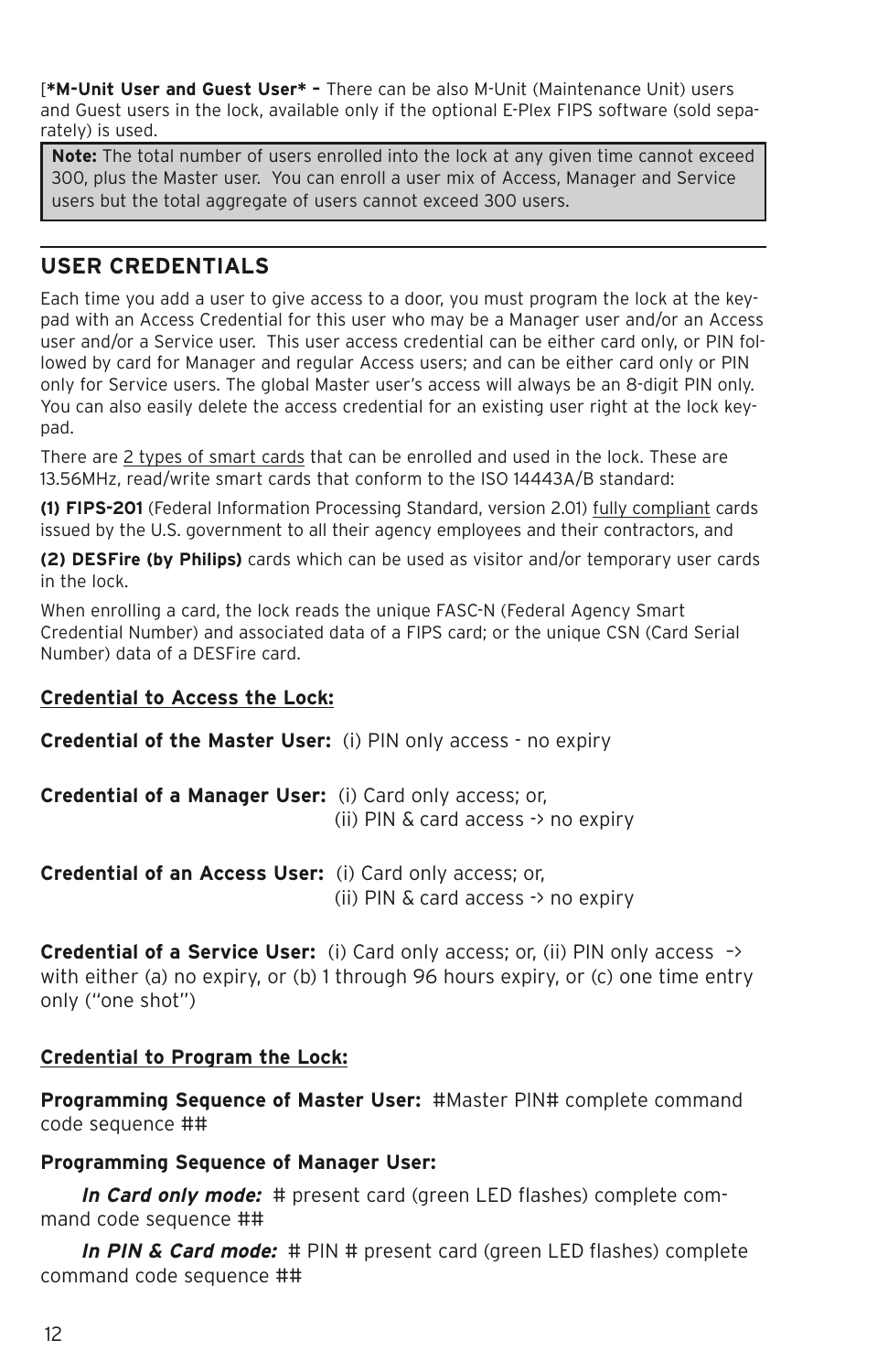[***M-Unit User and Guest User* –** There can be also M-Unit (Maintenance Unit) users and Guest users in the lock, available only if the optional E-Plex FIPS software (sold separately) is used.

> **Note:** The total number of users enrolled into the lock at any given time cannot exceed 300, plus the Master user. You can enroll a user mix of Access, Manager and Service users but the total aggregate of users cannot exceed 300 users.

## USER CREDENTIALS

Each time you add a user to give access to a door, you must program the lock at the keypad with an Access Credential for this user who may be a Manager user and/or an Access user and/or a Service user. This user access credential can be either card only, or PIN followed by card for Manager and regular Access users; and can be either card only or PIN only for Service users. The global Master user's access will always be an 8-digit PIN only. You can also easily delete the access credential for an existing user right at the lock keypad.

There are 2 types of smart cards that can be enrolled and used in the lock. These are 13.56MHz, read/write smart cards that conform to the ISO 14443A/B standard:

**(1) FIPS-201** (Federal Information Processing Standard, version 2.01) fully compliant cards issued by the U.S. government to all their agency employees and their contractors, and

**(2) DESFire (by Philips)** cards which can be used as visitor and/or temporary user cards in the lock.

When enrolling a card, the lock reads the unique FASC-N (Federal Agency Smart Credential Number) and associated data of a FIPS card; or the unique CSN (Card Serial Number) data of a DESFire card.

**Credential to Access the Lock:**

**Credential of the Master User:** (i) PIN only access - no expiry

**Credential of a Manager User:** (i) Card only access; or,
(ii) PIN & card access -> no expiry

**Credential of an Access User:** (i) Card only access; or,
(ii) PIN & card access -> no expiry

**Credential of a Service User:** (i) Card only access; or, (ii) PIN only access –> with either (a) no expiry, or (b) 1 through 96 hours expiry, or (c) one time entry only ("one shot")

**Credential to Program the Lock:**

**Programming Sequence of Master User:** #Master PIN# complete command code sequence ##

**Programming Sequence of Manager User:**

***In Card only mode:*** # present card (green LED flashes) complete command code sequence ##

***In PIN & Card mode:*** # PIN # present card (green LED flashes) complete command code sequence ##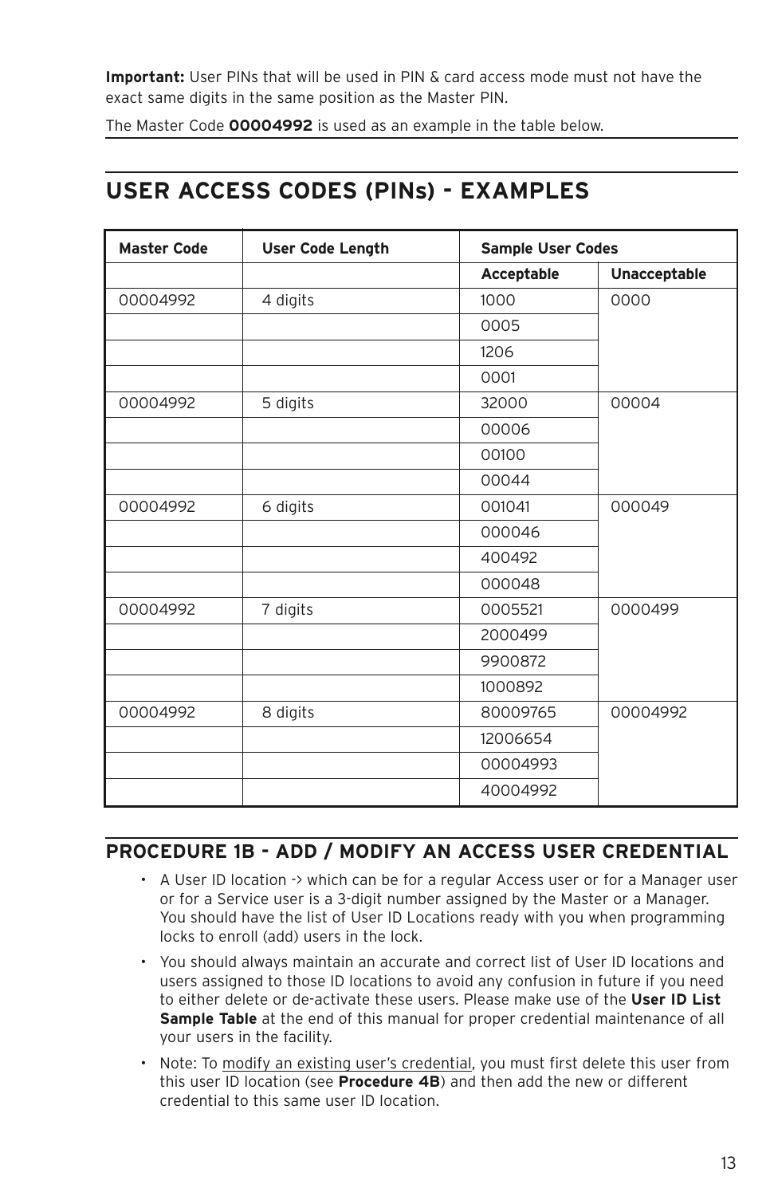**Important:** User PINs that will be used in PIN & card access mode must not have the exact same digits in the same position as the Master PIN.

The Master Code **00004992** is used as an example in the table below.

## USER ACCESS CODES (PINs) - EXAMPLES

| Master Code | User Code Length | Sample User Codes | |
|---|---|---|---|
| | | **Acceptable** | **Unacceptable** |
| 00004992 | 4 digits | 1000 | 0000 |
| | | 0005 | |
| | | 1206 | |
| | | 0001 | |
| 00004992 | 5 digits | 32000 | 00004 |
| | | 00006 | |
| | | 00100 | |
| | | 00044 | |
| 00004992 | 6 digits | 001041 | 000049 |
| | | 000046 | |
| | | 400492 | |
| | | 000048 | |
| 00004992 | 7 digits | 0005521 | 0000499 |
| | | 2000499 | |
| | | 9900872 | |
| | | 1000892 | |
| 00004992 | 8 digits | 80009765 | 00004992 |
| | | 12006654 | |
| | | 00004993 | |
| | | 40004992 | |

### PROCEDURE 1B - ADD / MODIFY AN ACCESS USER CREDENTIAL

- A User ID location -> which can be for a regular Access user or for a Manager user or for a Service user is a 3-digit number assigned by the Master or a Manager. You should have the list of User ID Locations ready with you when programming locks to enroll (add) users in the lock.
- You should always maintain an accurate and correct list of User ID locations and users assigned to those ID locations to avoid any confusion in future if you need to either delete or de-activate these users. Please make use of the **User ID List Sample Table** at the end of this manual for proper credential maintenance of all your users in the facility.
- Note: To modify an existing user's credential, you must first delete this user from this user ID location (see **Procedure 4B**) and then add the new or different credential to this same user ID location.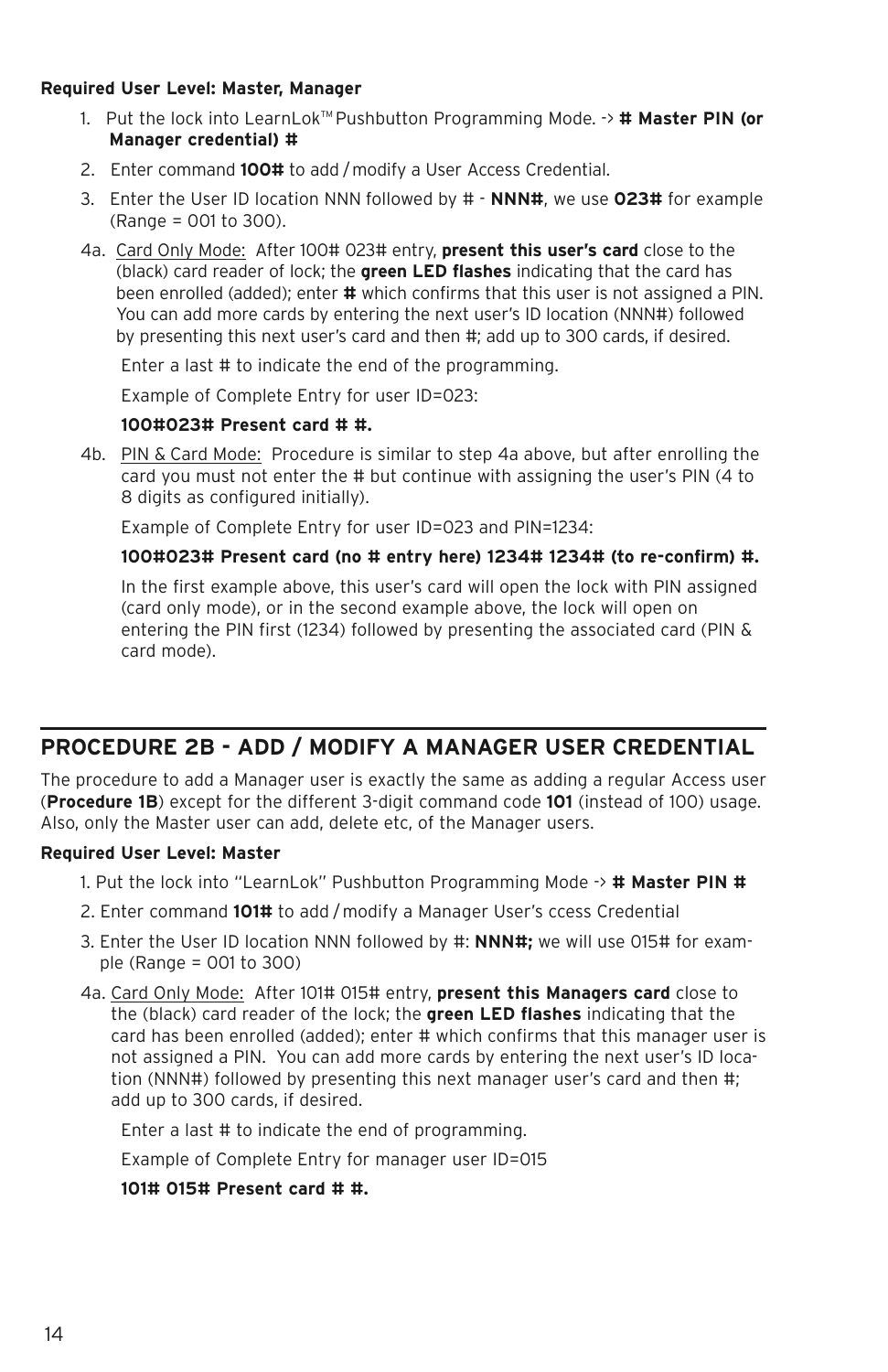**Required User Level: Master, Manager**

1. Put the lock into LearnLok™ Pushbutton Programming Mode. -> **# Master PIN (or Manager credential) #**
2. Enter command **100#** to add / modify a User Access Credential.
3. Enter the User ID location NNN followed by # - **NNN#**, we use **023#** for example (Range = 001 to 300).

4a. Card Only Mode: After 100# 023# entry, **present this user's card** close to the (black) card reader of lock; the **green LED flashes** indicating that the card has been enrolled (added); enter **#** which confirms that this user is not assigned a PIN. You can add more cards by entering the next user's ID location (NNN#) followed by presenting this next user's card and then #; add up to 300 cards, if desired.

Enter a last # to indicate the end of the programming.

Example of Complete Entry for user ID=023:

**100#023# Present card # #.**

4b. PIN & Card Mode: Procedure is similar to step 4a above, but after enrolling the card you must not enter the # but continue with assigning the user's PIN (4 to 8 digits as configured initially).

Example of Complete Entry for user ID=023 and PIN=1234:

**100#023# Present card (no # entry here) 1234# 1234# (to re-confirm) #.**

In the first example above, this user's card will open the lock with PIN assigned (card only mode), or in the second example above, the lock will open on entering the PIN first (1234) followed by presenting the associated card (PIN & card mode).

## PROCEDURE 2B - ADD / MODIFY A MANAGER USER CREDENTIAL

The procedure to add a Manager user is exactly the same as adding a regular Access user (**Procedure 1B**) except for the different 3-digit command code **101** (instead of 100) usage. Also, only the Master user can add, delete etc, of the Manager users.

**Required User Level: Master**

1. Put the lock into "LearnLok" Pushbutton Programming Mode -> **# Master PIN #**
2. Enter command **101#** to add / modify a Manager User's ccess Credential
3. Enter the User ID location NNN followed by #: **NNN#;** we will use 015# for example (Range = 001 to 300)

4a. Card Only Mode: After 101# 015# entry, **present this Managers card** close to the (black) card reader of the lock; the **green LED flashes** indicating that the card has been enrolled (added); enter # which confirms that this manager user is not assigned a PIN. You can add more cards by entering the next user's ID location (NNN#) followed by presenting this next manager user's card and then #; add up to 300 cards, if desired.

Enter a last # to indicate the end of programming.

Example of Complete Entry for manager user ID=015

**101# 015# Present card # #.**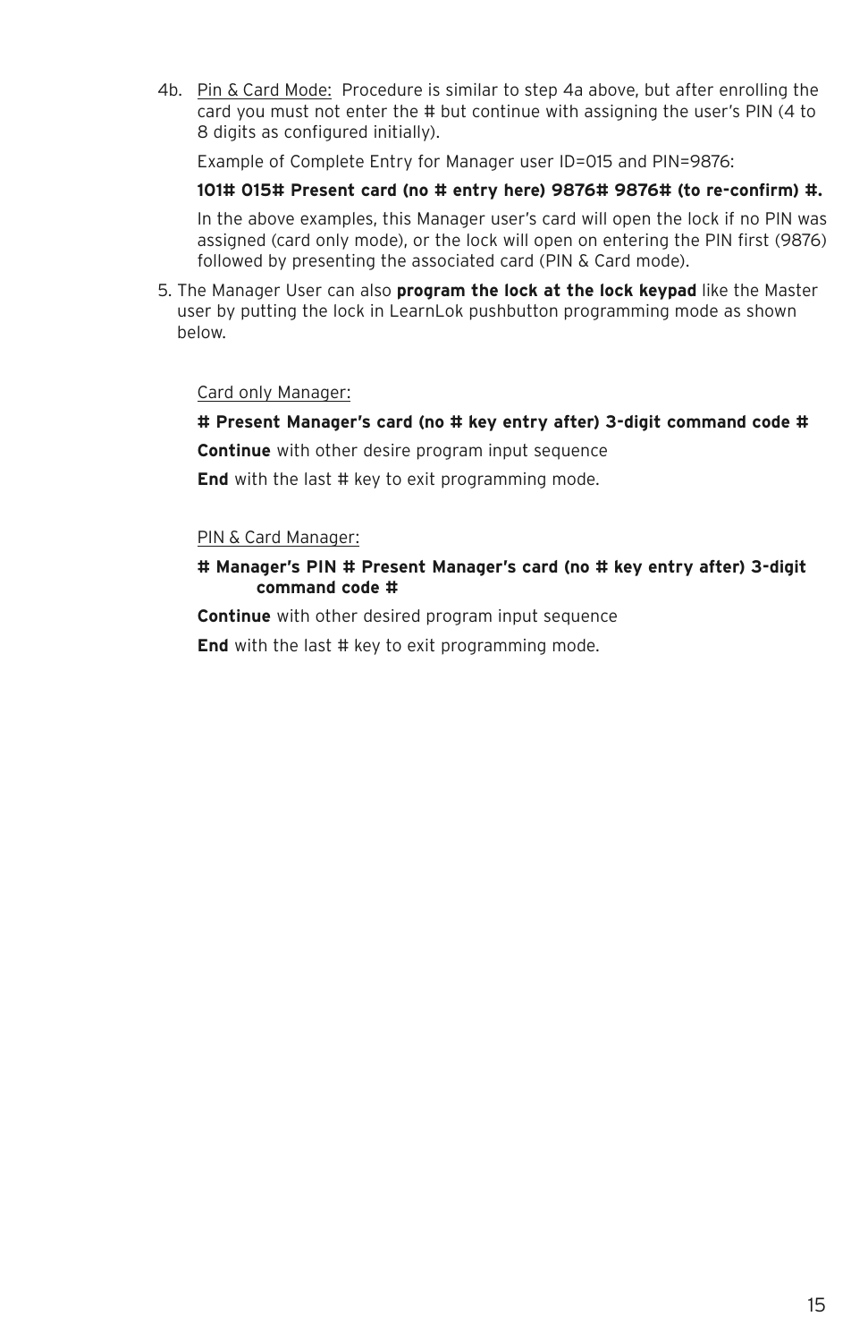4b. Pin & Card Mode: Procedure is similar to step 4a above, but after enrolling the card you must not enter the # but continue with assigning the user's PIN (4 to 8 digits as configured initially).

Example of Complete Entry for Manager user ID=015 and PIN=9876:

**101# 015# Present card (no # entry here) 9876# 9876# (to re-confirm) #.**

In the above examples, this Manager user's card will open the lock if no PIN was assigned (card only mode), or the lock will open on entering the PIN first (9876) followed by presenting the associated card (PIN & Card mode).

5. The Manager User can also **program the lock at the lock keypad** like the Master user by putting the lock in LearnLok pushbutton programming mode as shown below.

Card only Manager:

**# Present Manager's card (no # key entry after) 3-digit command code #**

**Continue** with other desire program input sequence

**End** with the last # key to exit programming mode.

PIN & Card Manager:

**# Manager's PIN # Present Manager's card (no # key entry after) 3-digit command code #**

**Continue** with other desired program input sequence

**End** with the last # key to exit programming mode.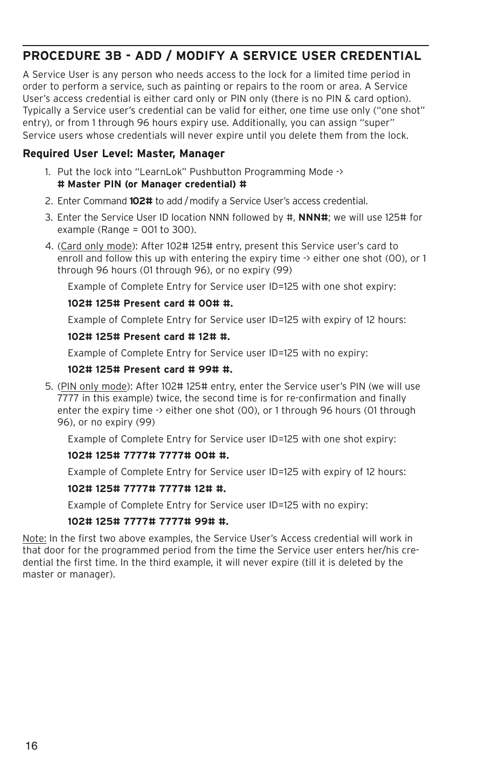## PROCEDURE 3B - ADD / MODIFY A SERVICE USER CREDENTIAL

A Service User is any person who needs access to the lock for a limited time period in order to perform a service, such as painting or repairs to the room or area. A Service User's access credential is either card only or PIN only (there is no PIN & card option). Typically a Service user's credential can be valid for either, one time use only ("one shot" entry), or from 1 through 96 hours expiry use. Additionally, you can assign "super" Service users whose credentials will never expire until you delete them from the lock.

### Required User Level: Master, Manager

1. Put the lock into "LearnLok" Pushbutton Programming Mode ->
   **# Master PIN (or Manager credential) #**
2. Enter Command **102#** to add / modify a Service User's access credential.
3. Enter the Service User ID location NNN followed by #, **NNN#**; we will use 125# for example (Range = 001 to 300).
4. (Card only mode): After 102# 125# entry, present this Service user's card to enroll and follow this up with entering the expiry time -> either one shot (00), or 1 through 96 hours (01 through 96), or no expiry (99)

   Example of Complete Entry for Service user ID=125 with one shot expiry:

   **102# 125# Present card # 00# #.**

   Example of Complete Entry for Service user ID=125 with expiry of 12 hours:

   **102# 125# Present card # 12# #.**

   Example of Complete Entry for Service user ID=125 with no expiry:

   **102# 125# Present card # 99# #.**

5. (PIN only mode): After 102# 125# entry, enter the Service user's PIN (we will use 7777 in this example) twice, the second time is for re-confirmation and finally enter the expiry time -> either one shot (00), or 1 through 96 hours (01 through 96), or no expiry (99)

   Example of Complete Entry for Service user ID=125 with one shot expiry:

   **102# 125# 7777# 7777# 00# #.**

   Example of Complete Entry for Service user ID=125 with expiry of 12 hours:

   **102# 125# 7777# 7777# 12# #.**

   Example of Complete Entry for Service user ID=125 with no expiry:

   **102# 125# 7777# 7777# 99# #.**

Note: In the first two above examples, the Service User's Access credential will work in that door for the programmed period from the time the Service user enters her/his credential the first time. In the third example, it will never expire (till it is deleted by the master or manager).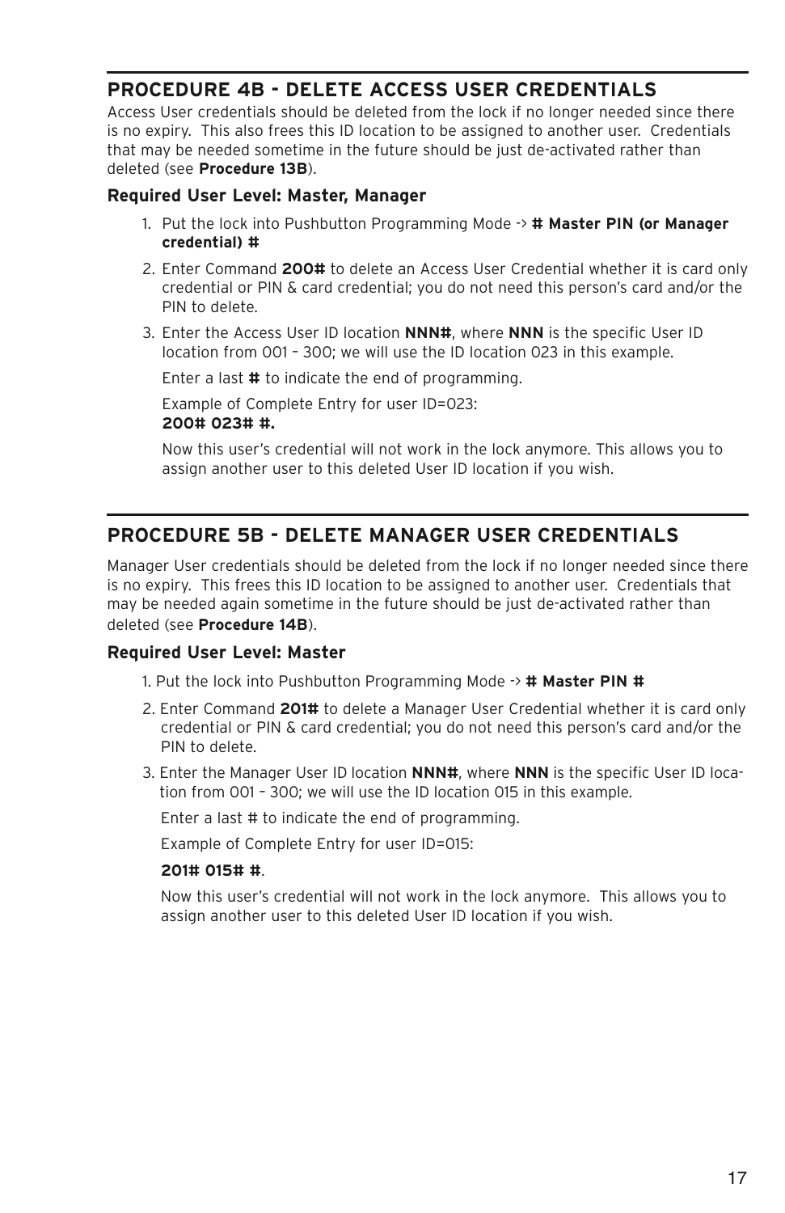## PROCEDURE 4B - DELETE ACCESS USER CREDENTIALS

Access User credentials should be deleted from the lock if no longer needed since there is no expiry. This also frees this ID location to be assigned to another user. Credentials that may be needed sometime in the future should be just de-activated rather than deleted (see **Procedure 13B**).

### Required User Level: Master, Manager

1. Put the lock into Pushbutton Programming Mode -> **# Master PIN (or Manager credential) #**
2. Enter Command **200#** to delete an Access User Credential whether it is card only credential or PIN & card credential; you do not need this person's card and/or the PIN to delete.
3. Enter the Access User ID location **NNN#**, where **NNN** is the specific User ID location from 001 – 300; we will use the ID location 023 in this example.

   Enter a last **#** to indicate the end of programming.

   Example of Complete Entry for user ID=023:
   **200# 023# #.**

   Now this user's credential will not work in the lock anymore. This allows you to assign another user to this deleted User ID location if you wish.

## PROCEDURE 5B - DELETE MANAGER USER CREDENTIALS

Manager User credentials should be deleted from the lock if no longer needed since there is no expiry. This frees this ID location to be assigned to another user. Credentials that may be needed again sometime in the future should be just de-activated rather than deleted (see **Procedure 14B**).

### Required User Level: Master

1. Put the lock into Pushbutton Programming Mode -> **# Master PIN #**
2. Enter Command **201#** to delete a Manager User Credential whether it is card only credential or PIN & card credential; you do not need this person's card and/or the PIN to delete.
3. Enter the Manager User ID location **NNN#**, where **NNN** is the specific User ID location from 001 – 300; we will use the ID location 015 in this example.

   Enter a last # to indicate the end of programming.

   Example of Complete Entry for user ID=015:

   **201# 015# #**.

   Now this user's credential will not work in the lock anymore. This allows you to assign another user to this deleted User ID location if you wish.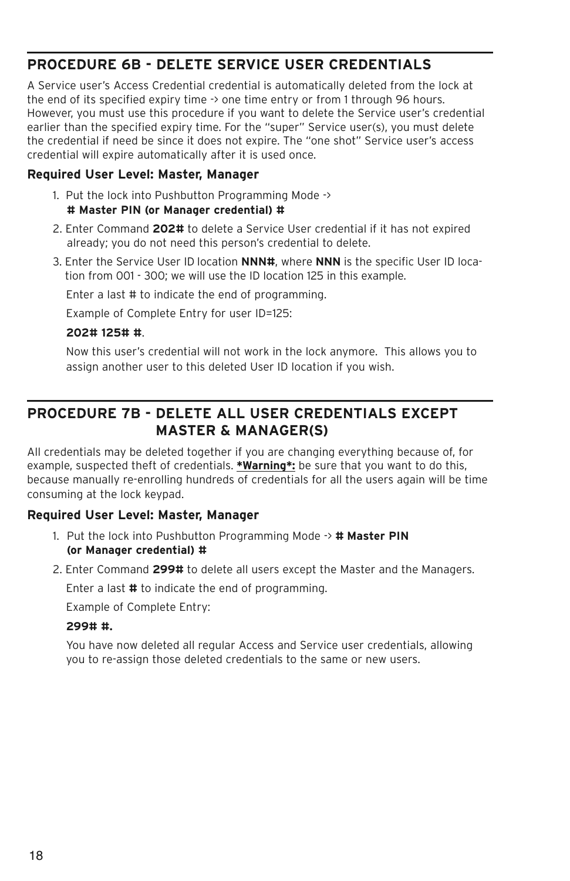## PROCEDURE 6B - DELETE SERVICE USER CREDENTIALS

A Service user's Access Credential credential is automatically deleted from the lock at the end of its specified expiry time -> one time entry or from 1 through 96 hours. However, you must use this procedure if you want to delete the Service user's credential earlier than the specified expiry time. For the "super" Service user(s), you must delete the credential if need be since it does not expire. The "one shot" Service user's access credential will expire automatically after it is used once.

### Required User Level: Master, Manager

1. Put the lock into Pushbutton Programming Mode -> **# Master PIN (or Manager credential) #**
2. Enter Command **202#** to delete a Service User credential if it has not expired already; you do not need this person's credential to delete.
3. Enter the Service User ID location **NNN#**, where **NNN** is the specific User ID location from 001 - 300; we will use the ID location 125 in this example.

   Enter a last # to indicate the end of programming.

   Example of Complete Entry for user ID=125:

   **202# 125# #**.

   Now this user's credential will not work in the lock anymore. This allows you to assign another user to this deleted User ID location if you wish.

## PROCEDURE 7B - DELETE ALL USER CREDENTIALS EXCEPT MASTER & MANAGER(S)

All credentials may be deleted together if you are changing everything because of, for example, suspected theft of credentials. ***Warning*:** be sure that you want to do this, because manually re-enrolling hundreds of credentials for all the users again will be time consuming at the lock keypad.

### Required User Level: Master, Manager

1. Put the lock into Pushbutton Programming Mode -> **# Master PIN (or Manager credential) #**
2. Enter Command **299#** to delete all users except the Master and the Managers.

   Enter a last **#** to indicate the end of programming.

   Example of Complete Entry:

   **299# #.**

   You have now deleted all regular Access and Service user credentials, allowing you to re-assign those deleted credentials to the same or new users.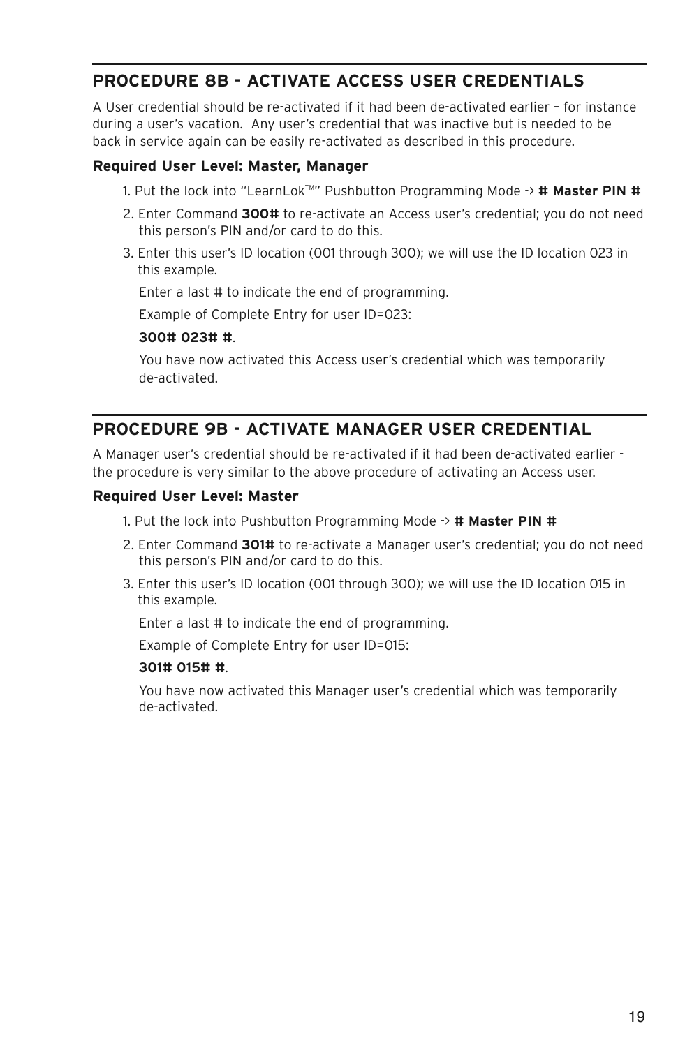## PROCEDURE 8B - ACTIVATE ACCESS USER CREDENTIALS

A User credential should be re-activated if it had been de-activated earlier – for instance during a user's vacation. Any user's credential that was inactive but is needed to be back in service again can be easily re-activated as described in this procedure.

**Required User Level: Master, Manager**

1. Put the lock into "LearnLok™" Pushbutton Programming Mode -> **# Master PIN #**
2. Enter Command **300#** to re-activate an Access user's credential; you do not need this person's PIN and/or card to do this.
3. Enter this user's ID location (001 through 300); we will use the ID location 023 in this example.

   Enter a last # to indicate the end of programming.

   Example of Complete Entry for user ID=023:

   **300# 023# #**.

   You have now activated this Access user's credential which was temporarily de-activated.

## PROCEDURE 9B - ACTIVATE MANAGER USER CREDENTIAL

A Manager user's credential should be re-activated if it had been de-activated earlier - the procedure is very similar to the above procedure of activating an Access user.

**Required User Level: Master**

1. Put the lock into Pushbutton Programming Mode -> **# Master PIN #**
2. Enter Command **301#** to re-activate a Manager user's credential; you do not need this person's PIN and/or card to do this.
3. Enter this user's ID location (001 through 300); we will use the ID location 015 in this example.

   Enter a last # to indicate the end of programming.

   Example of Complete Entry for user ID=015:

   **301# 015# #**.

   You have now activated this Manager user's credential which was temporarily de-activated.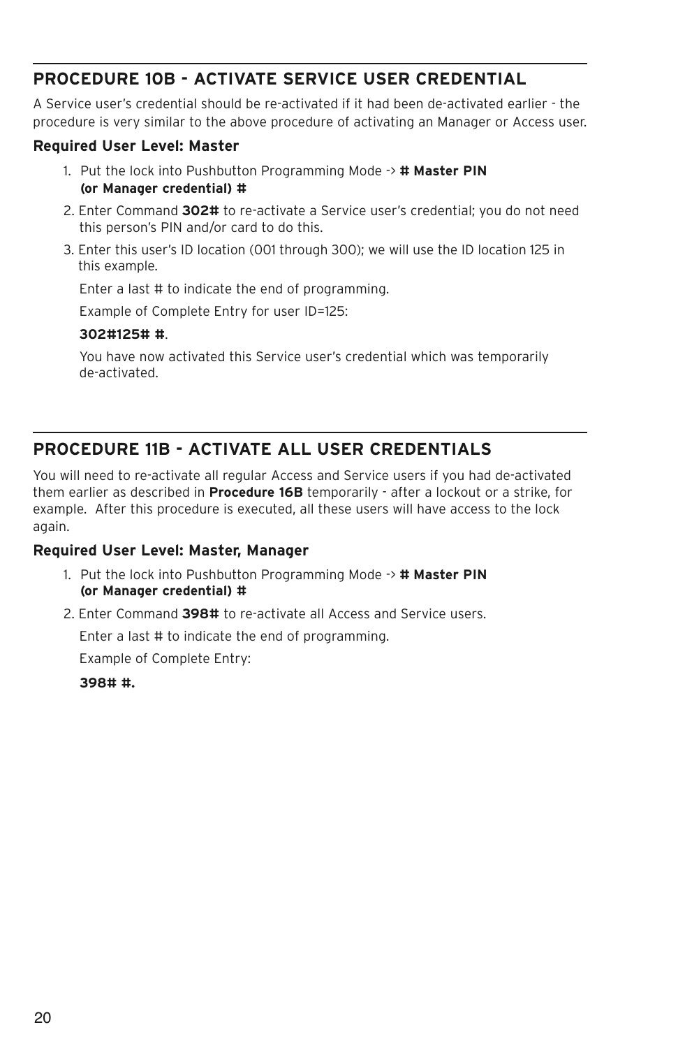## PROCEDURE 10B - ACTIVATE SERVICE USER CREDENTIAL

A Service user's credential should be re-activated if it had been de-activated earlier - the procedure is very similar to the above procedure of activating an Manager or Access user.

**Required User Level: Master**

1. Put the lock into Pushbutton Programming Mode -> **# Master PIN (or Manager credential) #**
2. Enter Command **302#** to re-activate a Service user's credential; you do not need this person's PIN and/or card to do this.
3. Enter this user's ID location (001 through 300); we will use the ID location 125 in this example.

   Enter a last # to indicate the end of programming.

   Example of Complete Entry for user ID=125:

   **302#125# #**.

   You have now activated this Service user's credential which was temporarily de-activated.

## PROCEDURE 11B - ACTIVATE ALL USER CREDENTIALS

You will need to re-activate all regular Access and Service users if you had de-activated them earlier as described in **Procedure 16B** temporarily - after a lockout or a strike, for example. After this procedure is executed, all these users will have access to the lock again.

**Required User Level: Master, Manager**

1. Put the lock into Pushbutton Programming Mode -> **# Master PIN (or Manager credential) #**
2. Enter Command **398#** to re-activate all Access and Service users.

   Enter a last # to indicate the end of programming.

   Example of Complete Entry:

   **398# #.**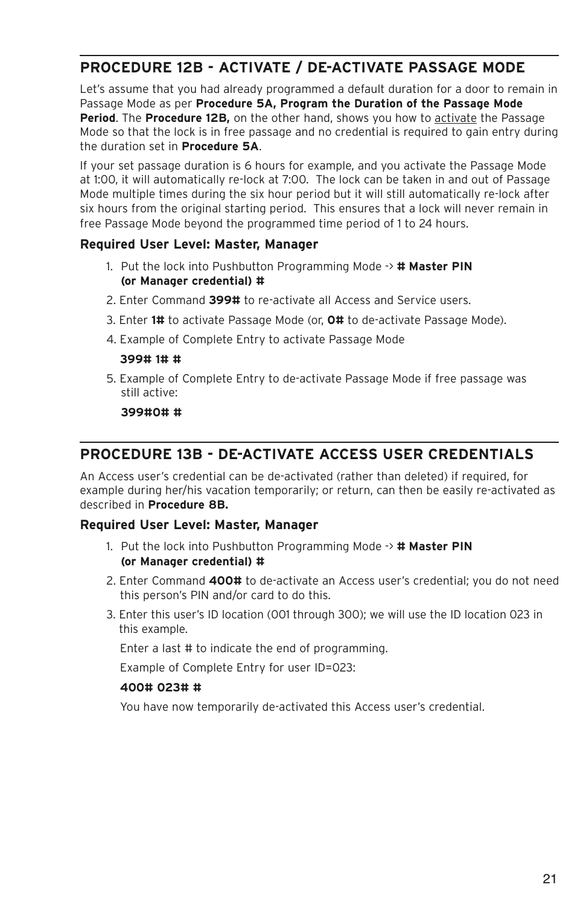## PROCEDURE 12B - ACTIVATE / DE-ACTIVATE PASSAGE MODE

Let's assume that you had already programmed a default duration for a door to remain in Passage Mode as per **Procedure 5A, Program the Duration of the Passage Mode Period**. The **Procedure 12B,** on the other hand, shows you how to activate the Passage Mode so that the lock is in free passage and no credential is required to gain entry during the duration set in **Procedure 5A**.

If your set passage duration is 6 hours for example, and you activate the Passage Mode at 1:00, it will automatically re-lock at 7:00. The lock can be taken in and out of Passage Mode multiple times during the six hour period but it will still automatically re-lock after six hours from the original starting period. This ensures that a lock will never remain in free Passage Mode beyond the programmed time period of 1 to 24 hours.

**Required User Level: Master, Manager**

1. Put the lock into Pushbutton Programming Mode -> **# Master PIN (or Manager credential) #**
2. Enter Command **399#** to re-activate all Access and Service users.
3. Enter **1#** to activate Passage Mode (or, **0#** to de-activate Passage Mode).
4. Example of Complete Entry to activate Passage Mode

   **399# 1# #**
5. Example of Complete Entry to de-activate Passage Mode if free passage was still active:

   **399#0# #**

## PROCEDURE 13B - DE-ACTIVATE ACCESS USER CREDENTIALS

An Access user's credential can be de-activated (rather than deleted) if required, for example during her/his vacation temporarily; or return, can then be easily re-activated as described in **Procedure 8B.**

**Required User Level: Master, Manager**

1. Put the lock into Pushbutton Programming Mode -> **# Master PIN (or Manager credential) #**
2. Enter Command **400#** to de-activate an Access user's credential; you do not need this person's PIN and/or card to do this.
3. Enter this user's ID location (001 through 300); we will use the ID location 023 in this example.

   Enter a last # to indicate the end of programming.

   Example of Complete Entry for user ID=023:

   **400# 023# #**

   You have now temporarily de-activated this Access user's credential.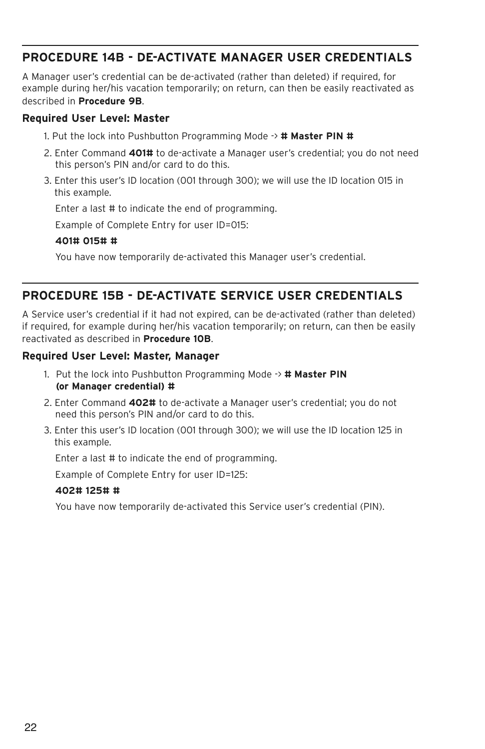## PROCEDURE 14B - DE-ACTIVATE MANAGER USER CREDENTIALS

A Manager user's credential can be de-activated (rather than deleted) if required, for example during her/his vacation temporarily; on return, can then be easily reactivated as described in **Procedure 9B**.

**Required User Level: Master**

1. Put the lock into Pushbutton Programming Mode -> **# Master PIN #**
2. Enter Command **401#** to de-activate a Manager user's credential; you do not need this person's PIN and/or card to do this.
3. Enter this user's ID location (001 through 300); we will use the ID location 015 in this example.

   Enter a last # to indicate the end of programming.

   Example of Complete Entry for user ID=015:

   **401# 015# #**

   You have now temporarily de-activated this Manager user's credential.

## PROCEDURE 15B - DE-ACTIVATE SERVICE USER CREDENTIALS

A Service user's credential if it had not expired, can be de-activated (rather than deleted) if required, for example during her/his vacation temporarily; on return, can then be easily reactivated as described in **Procedure 10B**.

**Required User Level: Master, Manager**

1. Put the lock into Pushbutton Programming Mode -> **# Master PIN (or Manager credential) #**
2. Enter Command **402#** to de-activate a Manager user's credential; you do not need this person's PIN and/or card to do this.
3. Enter this user's ID location (001 through 300); we will use the ID location 125 in this example.

   Enter a last # to indicate the end of programming.

   Example of Complete Entry for user ID=125:

   **402# 125# #**

   You have now temporarily de-activated this Service user's credential (PIN).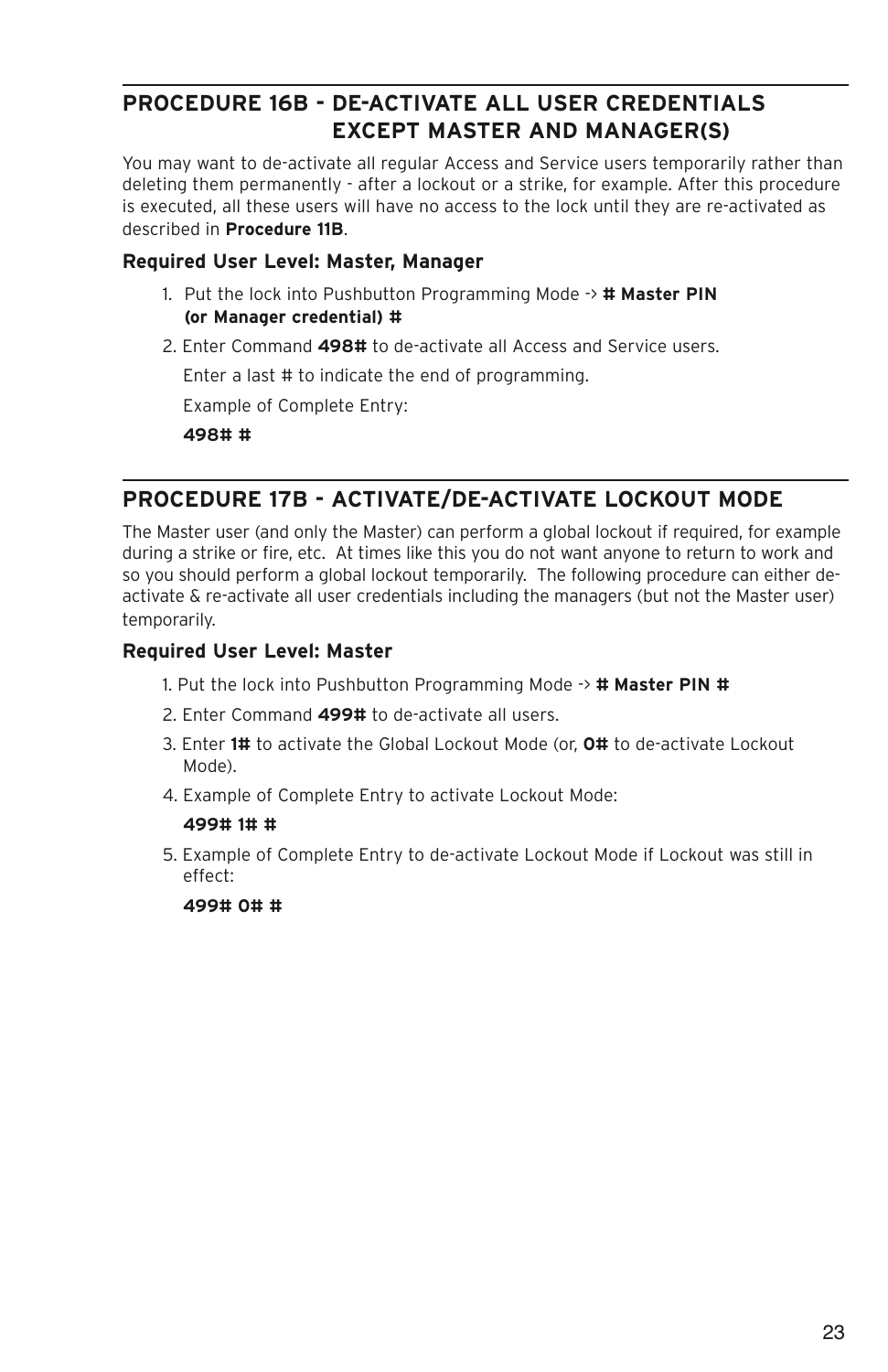## PROCEDURE 16B - DE-ACTIVATE ALL USER CREDENTIALS EXCEPT MASTER AND MANAGER(S)

You may want to de-activate all regular Access and Service users temporarily rather than deleting them permanently - after a lockout or a strike, for example. After this procedure is executed, all these users will have no access to the lock until they are re-activated as described in **Procedure 11B**.

**Required User Level: Master, Manager**

1. Put the lock into Pushbutton Programming Mode -> **# Master PIN (or Manager credential) #**
2. Enter Command **498#** to de-activate all Access and Service users.

   Enter a last # to indicate the end of programming.

   Example of Complete Entry:

   **498# #**

## PROCEDURE 17B - ACTIVATE/DE-ACTIVATE LOCKOUT MODE

The Master user (and only the Master) can perform a global lockout if required, for example during a strike or fire, etc. At times like this you do not want anyone to return to work and so you should perform a global lockout temporarily. The following procedure can either de-activate & re-activate all user credentials including the managers (but not the Master user) temporarily.

**Required User Level: Master**

1. Put the lock into Pushbutton Programming Mode -> **# Master PIN #**
2. Enter Command **499#** to de-activate all users.
3. Enter **1#** to activate the Global Lockout Mode (or, **0#** to de-activate Lockout Mode).
4. Example of Complete Entry to activate Lockout Mode:

   **499# 1# #**

5. Example of Complete Entry to de-activate Lockout Mode if Lockout was still in effect:

   **499# 0# #**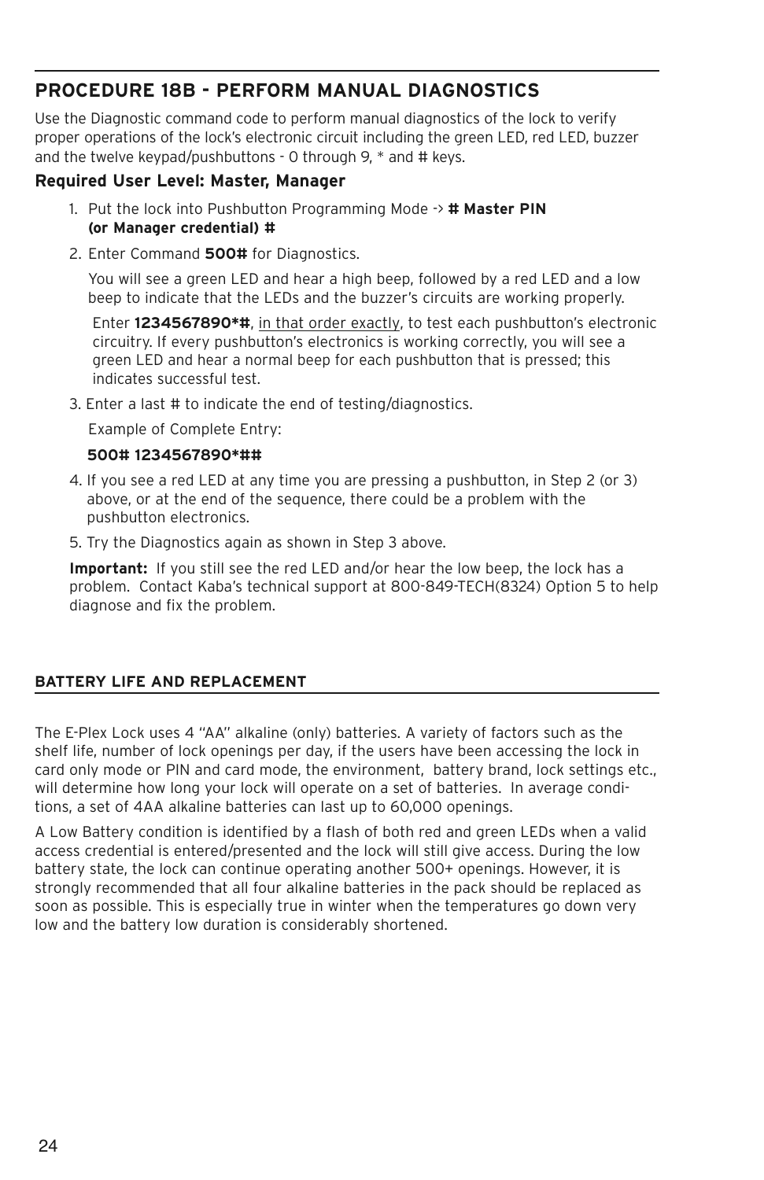## PROCEDURE 18B - PERFORM MANUAL DIAGNOSTICS

Use the Diagnostic command code to perform manual diagnostics of the lock to verify proper operations of the lock's electronic circuit including the green LED, red LED, buzzer and the twelve keypad/pushbuttons - 0 through 9, * and # keys.

**Required User Level: Master, Manager**

1. Put the lock into Pushbutton Programming Mode -> **# Master PIN (or Manager credential) #**
2. Enter Command **500#** for Diagnostics.

   You will see a green LED and hear a high beep, followed by a red LED and a low beep to indicate that the LEDs and the buzzer's circuits are working properly.

   Enter **1234567890*#**, <u>in that order exactly</u>, to test each pushbutton's electronic circuitry. If every pushbutton's electronics is working correctly, you will see a green LED and hear a normal beep for each pushbutton that is pressed; this indicates successful test.
3. Enter a last # to indicate the end of testing/diagnostics.

   Example of Complete Entry:

   **500# 1234567890*##**
4. If you see a red LED at any time you are pressing a pushbutton, in Step 2 (or 3) above, or at the end of the sequence, there could be a problem with the pushbutton electronics.
5. Try the Diagnostics again as shown in Step 3 above.

**Important:** If you still see the red LED and/or hear the low beep, the lock has a problem. Contact Kaba's technical support at 800-849-TECH(8324) Option 5 to help diagnose and fix the problem.

### BATTERY LIFE AND REPLACEMENT

The E-Plex Lock uses 4 "AA" alkaline (only) batteries. A variety of factors such as the shelf life, number of lock openings per day, if the users have been accessing the lock in card only mode or PIN and card mode, the environment, battery brand, lock settings etc., will determine how long your lock will operate on a set of batteries. In average conditions, a set of 4AA alkaline batteries can last up to 60,000 openings.

A Low Battery condition is identified by a flash of both red and green LEDs when a valid access credential is entered/presented and the lock will still give access. During the low battery state, the lock can continue operating another 500+ openings. However, it is strongly recommended that all four alkaline batteries in the pack should be replaced as soon as possible. This is especially true in winter when the temperatures go down very low and the battery low duration is considerably shortened.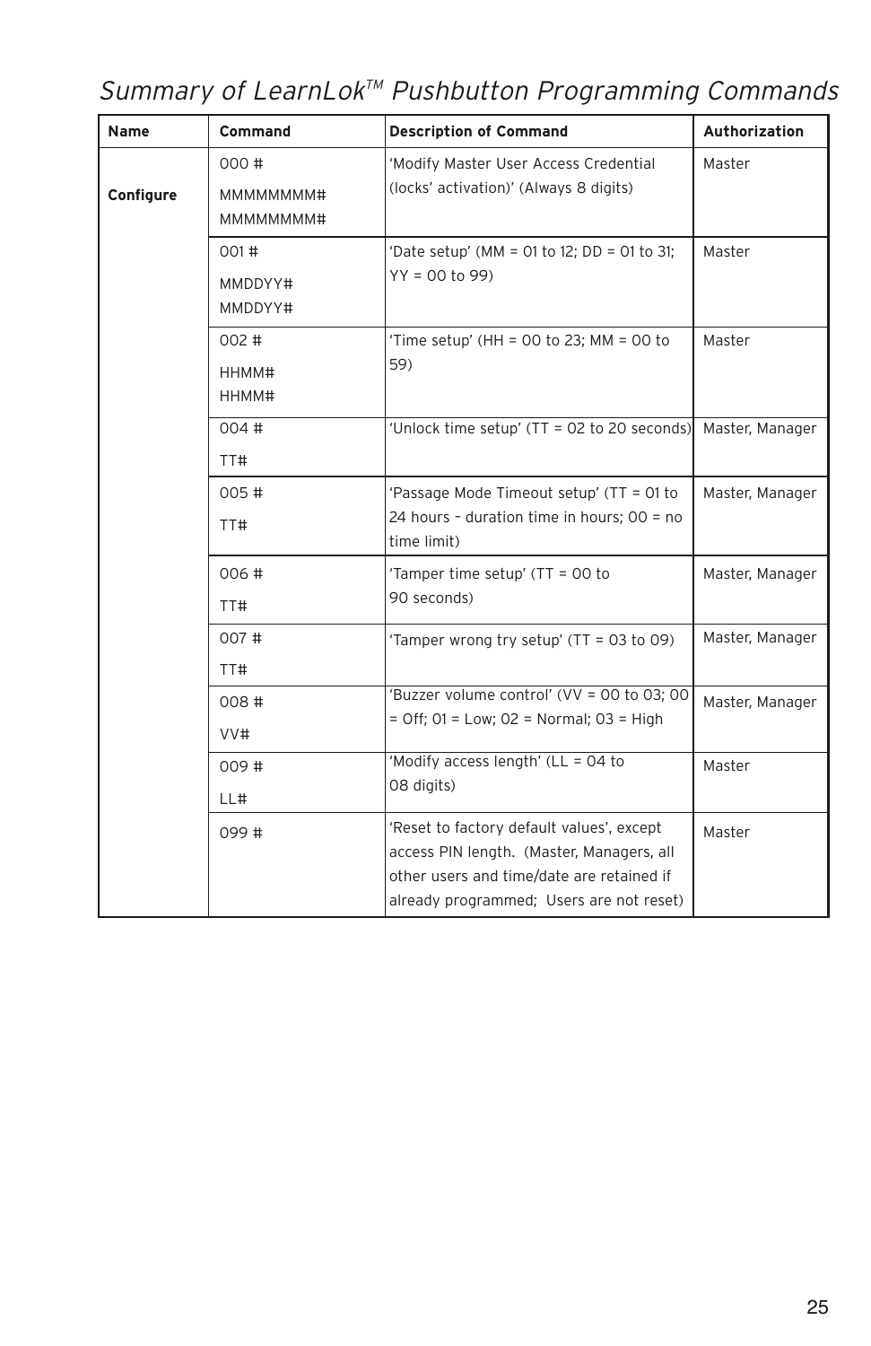# *Summary of LearnLok™ Pushbutton Programming Commands*

| Name | Command | Description of Command | Authorization |
|---|---|---|---|
| **Configure** | 000 # MMMMMMMM# MMMMMMMM# | 'Modify Master User Access Credential (locks' activation)' (Always 8 digits) | Master |
| | 001 # MMDDYY# MMDDYY# | 'Date setup' (MM = 01 to 12; DD = 01 to 31; YY = 00 to 99) | Master |
| | 002 # HHMM# HHMM# | 'Time setup' (HH = 00 to 23; MM = 00 to 59) | Master |
| | 004 # TT# | 'Unlock time setup' (TT = 02 to 20 seconds) | Master, Manager |
| | 005 # TT# | 'Passage Mode Timeout setup' (TT = 01 to 24 hours – duration time in hours; 00 = no time limit) | Master, Manager |
| | 006 # TT# | 'Tamper time setup' (TT = 00 to 90 seconds) | Master, Manager |
| | 007 # TT# | 'Tamper wrong try setup' (TT = 03 to 09) | Master, Manager |
| | 008 # VV# | 'Buzzer volume control' (VV = 00 to 03; 00 = Off; 01 = Low; 02 = Normal; 03 = High | Master, Manager |
| | 009 # LL# | 'Modify access length' (LL = 04 to 08 digits) | Master |
| | 099 # | 'Reset to factory default values', except access PIN length. (Master, Managers, all other users and time/date are retained if already programmed; Users are not reset) | Master |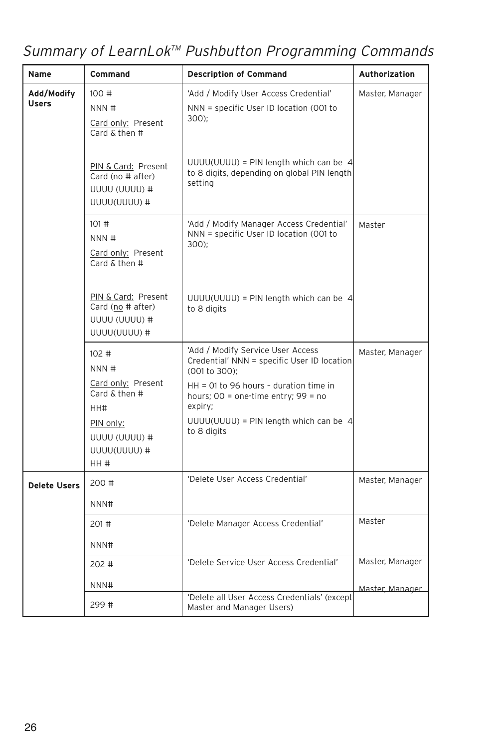# *Summary of LearnLok™ Pushbutton Programming Commands*

| Name | Command | Description of Command | Authorization |
|---|---|---|---|
| **Add/Modify Users** | 100 #<br>NNN #<br>Card only: Present Card & then #<br><br>PIN & Card: Present Card (no # after)<br>UUUU (UUUU) #<br>UUUU(UUUU) # | 'Add / Modify User Access Credential'<br>NNN = specific User ID location (001 to 300);<br><br>UUUU(UUUU) = PIN length which can be 4 to 8 digits, depending on global PIN length setting | Master, Manager |
| | 101 #<br>NNN #<br>Card only: Present Card & then #<br><br>PIN & Card: Present Card (no # after)<br>UUUU (UUUU) #<br>UUUU(UUUU) # | 'Add / Modify Manager Access Credential' NNN = specific User ID location (001 to 300);<br><br>UUUU(UUUU) = PIN length which can be 4 to 8 digits | Master |
| | 102 #<br>NNN #<br>Card only: Present Card & then #<br>HH#<br>PIN only:<br>UUUU (UUUU) #<br>UUUU(UUUU) #<br>HH # | 'Add / Modify Service User Access Credential' NNN = specific User ID location (001 to 300);<br>HH = 01 to 96 hours – duration time in hours; 00 = one-time entry; 99 = no expiry;<br>UUUU(UUUU) = PIN length which can be 4 to 8 digits | Master, Manager |
| **Delete Users** | 200 #<br>NNN# | 'Delete User Access Credential' | Master, Manager |
| | 201 #<br>NNN# | 'Delete Manager Access Credential' | Master |
| | 202 #<br>NNN# | 'Delete Service User Access Credential' | Master, Manager |
| | 299 # | 'Delete all User Access Credentials' (except Master and Manager Users) | Master, Manager |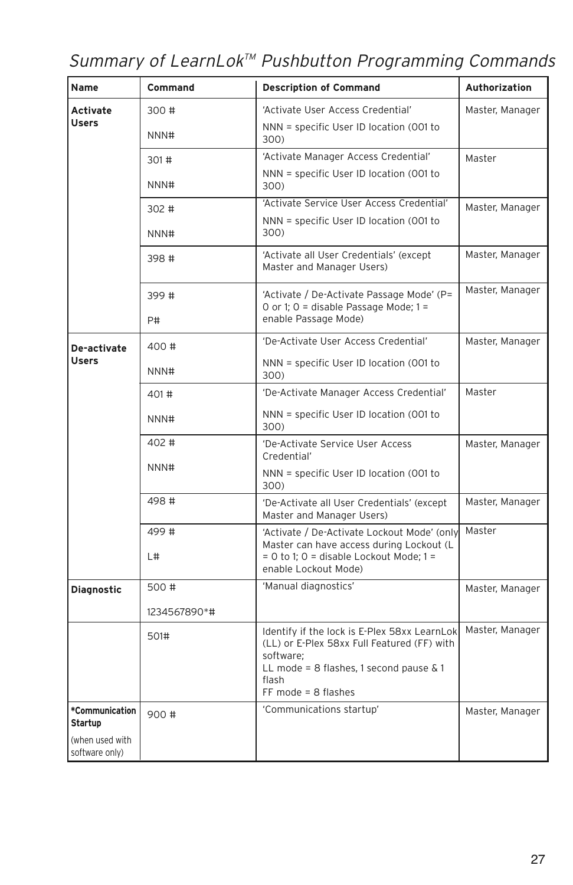# *Summary of LearnLok™ Pushbutton Programming Commands*

| Name | Command | Description of Command | Authorization |
|---|---|---|---|
| **Activate Users** | 300 #<br>NNN# | 'Activate User Access Credential'<br>NNN = specific User ID location (001 to 300) | Master, Manager |
| | 301 #<br>NNN# | 'Activate Manager Access Credential'<br>NNN = specific User ID location (001 to 300) | Master |
| | 302 #<br>NNN# | 'Activate Service User Access Credential'<br>NNN = specific User ID location (001 to 300) | Master, Manager |
| | 398 # | 'Activate all User Credentials' (except Master and Manager Users) | Master, Manager |
| | 399 #<br>P# | 'Activate / De-Activate Passage Mode' (P= 0 or 1; 0 = disable Passage Mode; 1 = enable Passage Mode) | Master, Manager |
| **De-activate Users** | 400 #<br>NNN# | 'De-Activate User Access Credential'<br>NNN = specific User ID location (001 to 300) | Master, Manager |
| | 401 #<br>NNN# | 'De-Activate Manager Access Credential'<br>NNN = specific User ID location (001 to 300) | Master |
| | 402 #<br>NNN# | 'De-Activate Service User Access Credential'<br>NNN = specific User ID location (001 to 300) | Master, Manager |
| | 498 # | 'De-Activate all User Credentials' (except Master and Manager Users) | Master, Manager |
| | 499 #<br>L# | 'Activate / De-Activate Lockout Mode' (only Master can have access during Lockout (L = 0 to 1; 0 = disable Lockout Mode; 1 = enable Lockout Mode) | Master |
| **Diagnostic** | 500 #<br>1234567890*# | 'Manual diagnostics' | Master, Manager |
| | 501# | Identify if the lock is E-Plex 58xx LearnLok (LL) or E-Plex 58xx Full Featured (FF) with software;<br>LL mode = 8 flashes, 1 second pause & 1 flash<br>FF mode = 8 flashes | Master, Manager |
| ***Communication Startup**<br>(when used with software only) | 900 # | 'Communications startup' | Master, Manager |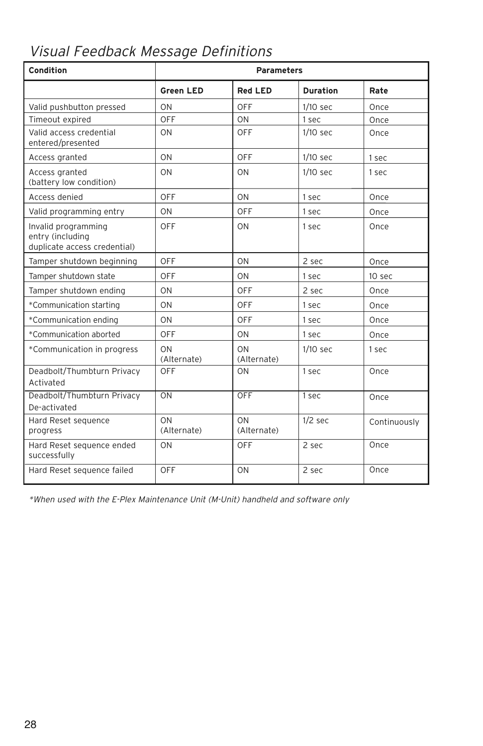# *Visual Feedback Message Definitions*

| Condition | Parameters | | | |
|---|---|---|---|---|
| | **Green LED** | **Red LED** | **Duration** | **Rate** |
| Valid pushbutton pressed | ON | OFF | 1/10 sec | Once |
| Timeout expired | OFF | ON | 1 sec | Once |
| Valid access credential entered/presented | ON | OFF | 1/10 sec | Once |
| Access granted | ON | OFF | 1/10 sec | 1 sec |
| Access granted (battery low condition) | ON | ON | 1/10 sec | 1 sec |
| Access denied | OFF | ON | 1 sec | Once |
| Valid programming entry | ON | OFF | 1 sec | Once |
| Invalid programming entry (including duplicate access credential) | OFF | ON | 1 sec | Once |
| Tamper shutdown beginning | OFF | ON | 2 sec | Once |
| Tamper shutdown state | OFF | ON | 1 sec | 10 sec |
| Tamper shutdown ending | ON | OFF | 2 sec | Once |
| *Communication starting | ON | OFF | 1 sec | Once |
| *Communication ending | ON | OFF | 1 sec | Once |
| *Communication aborted | OFF | ON | 1 sec | Once |
| *Communication in progress | ON (Alternate) | ON (Alternate) | 1/10 sec | 1 sec |
| Deadbolt/Thumbturn Privacy Activated | OFF | ON | 1 sec | Once |
| Deadbolt/Thumbturn Privacy De-activated | ON | OFF | 1 sec | Once |
| Hard Reset sequence progress | ON (Alternate) | ON (Alternate) | 1/2 sec | Continuously |
| Hard Reset sequence ended successfully | ON | OFF | 2 sec | Once |
| Hard Reset sequence failed | OFF | ON | 2 sec | Once |

*\*When used with the E-Plex Maintenance Unit (M-Unit) handheld and software only*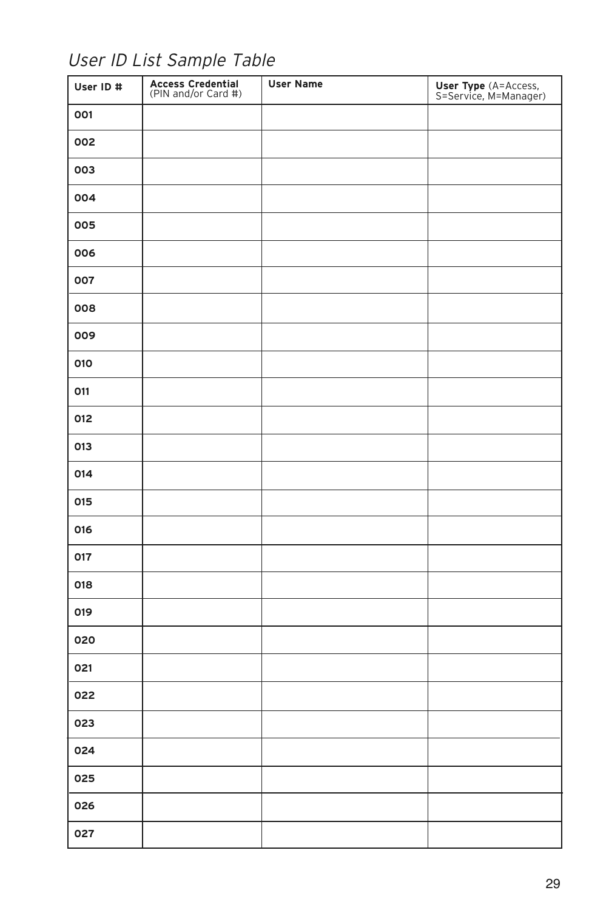## *User ID List Sample Table*

| **User ID #** | **Access Credential** (PIN and/or Card #) | **User Name** | **User Type** (A=Access, S=Service, M=Manager) |
|---|---|---|---|
| **001** | | | |
| **002** | | | |
| **003** | | | |
| **004** | | | |
| **005** | | | |
| **006** | | | |
| **007** | | | |
| **008** | | | |
| **009** | | | |
| **010** | | | |
| **011** | | | |
| **012** | | | |
| **013** | | | |
| **014** | | | |
| **015** | | | |
| **016** | | | |
| **017** | | | |
| **018** | | | |
| **019** | | | |
| **020** | | | |
| **021** | | | |
| **022** | | | |
| **023** | | | |
| **024** | | | |
| **025** | | | |
| **026** | | | |
| **027** | | | |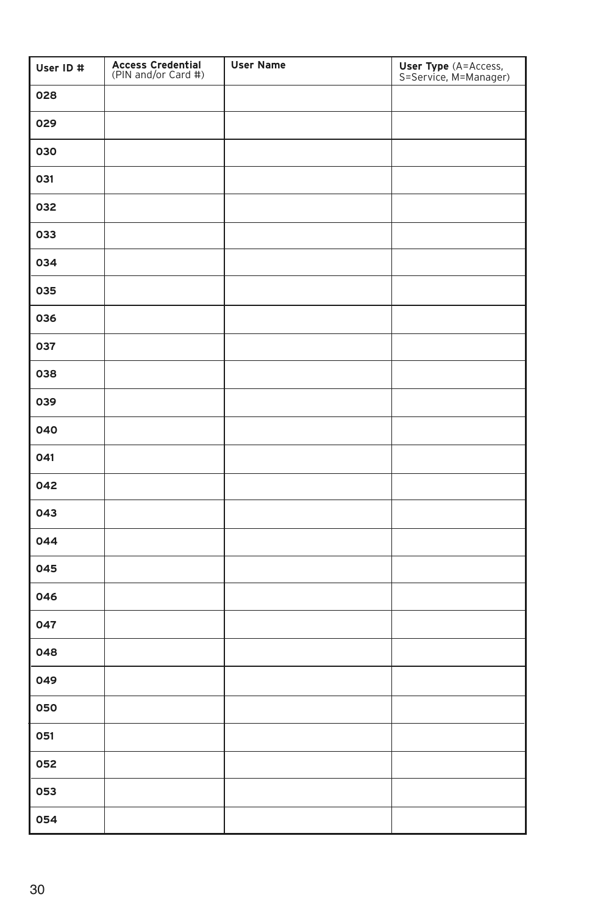| User ID # | Access Credential (PIN and/or Card #) | User Name | User Type (A=Access, S=Service, M=Manager) |
|---|---|---|---|
| 028 | | | |
| 029 | | | |
| 030 | | | |
| 031 | | | |
| 032 | | | |
| 033 | | | |
| 034 | | | |
| 035 | | | |
| 036 | | | |
| 037 | | | |
| 038 | | | |
| 039 | | | |
| 040 | | | |
| 041 | | | |
| 042 | | | |
| 043 | | | |
| 044 | | | |
| 045 | | | |
| 046 | | | |
| 047 | | | |
| 048 | | | |
| 049 | | | |
| 050 | | | |
| 051 | | | |
| 052 | | | |
| 053 | | | |
| 054 | | | |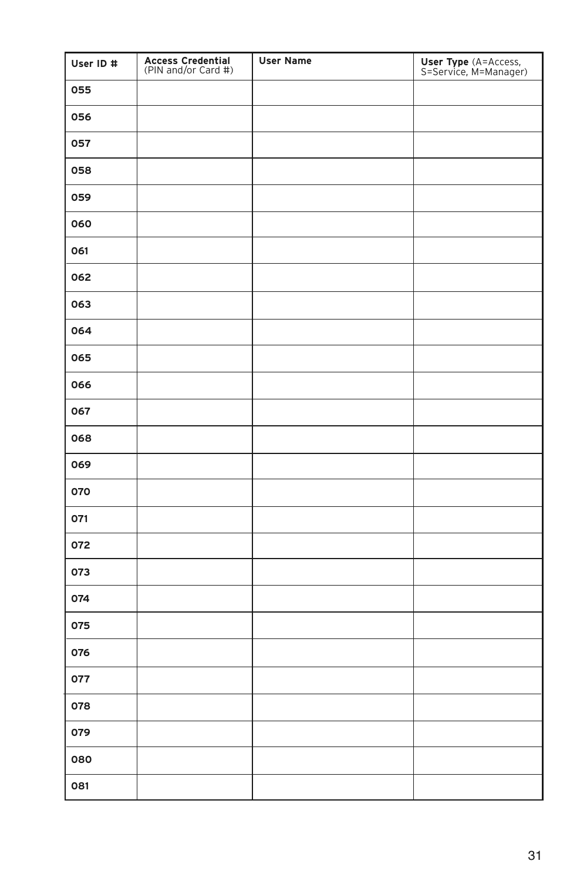| **User ID #** | **Access Credential** (PIN and/or Card #) | **User Name** | **User Type** (A=Access, S=Service, M=Manager) |
|---|---|---|---|
| **055** | | | |
| **056** | | | |
| **057** | | | |
| **058** | | | |
| **059** | | | |
| **060** | | | |
| **061** | | | |
| **062** | | | |
| **063** | | | |
| **064** | | | |
| **065** | | | |
| **066** | | | |
| **067** | | | |
| **068** | | | |
| **069** | | | |
| **070** | | | |
| **071** | | | |
| **072** | | | |
| **073** | | | |
| **074** | | | |
| **075** | | | |
| **076** | | | |
| **077** | | | |
| **078** | | | |
| **079** | | | |
| **080** | | | |
| **081** | | | |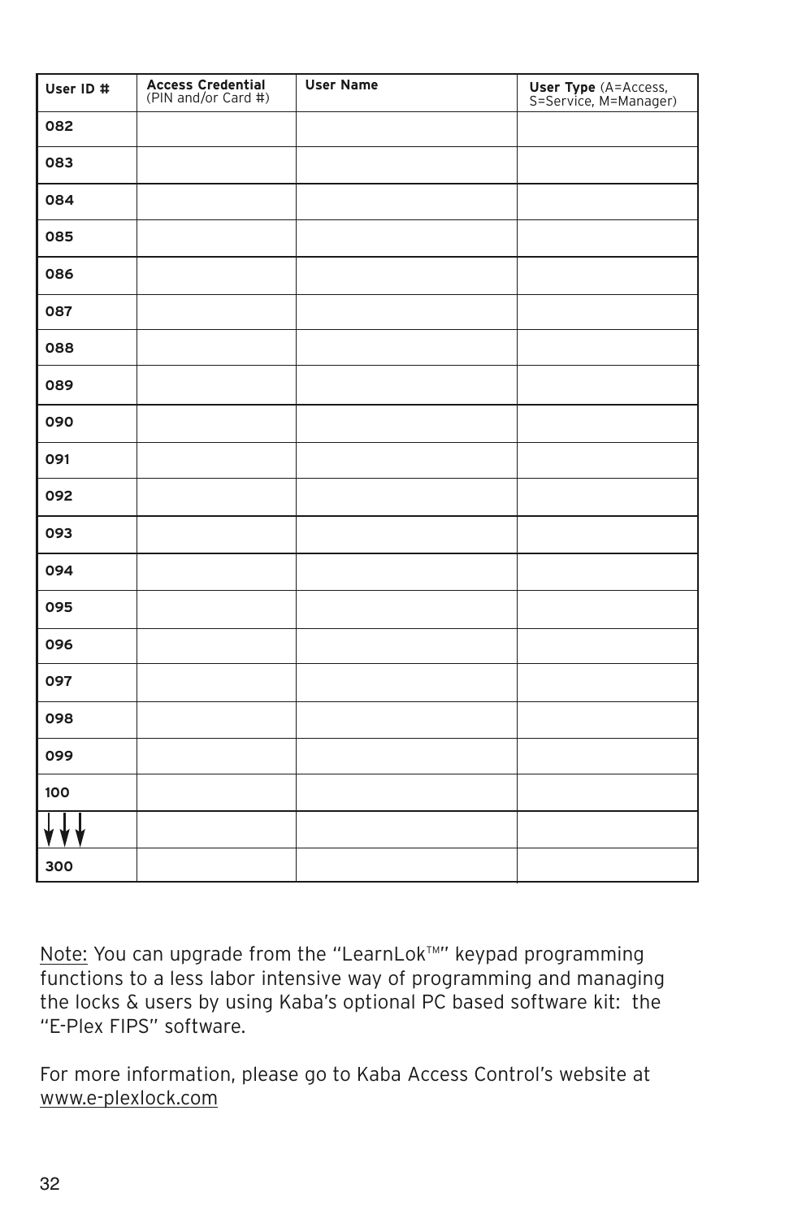| User ID # | Access Credential (PIN and/or Card #) | User Name | User Type (A=Access, S=Service, M=Manager) |
|---|---|---|---|
| 082 | | | |
| 083 | | | |
| 084 | | | |
| 085 | | | |
| 086 | | | |
| 087 | | | |
| 088 | | | |
| 089 | | | |
| 090 | | | |
| 091 | | | |
| 092 | | | |
| 093 | | | |
| 094 | | | |
| 095 | | | |
| 096 | | | |
| 097 | | | |
| 098 | | | |
| 099 | | | |
| 100 | | | |
| ↓↓↓ | | | |
| 300 | | | |

Note: You can upgrade from the "LearnLok™" keypad programming functions to a less labor intensive way of programming and managing the locks & users by using Kaba's optional PC based software kit: the "E-Plex FIPS" software.

For more information, please go to Kaba Access Control's website at www.e-plexlock.com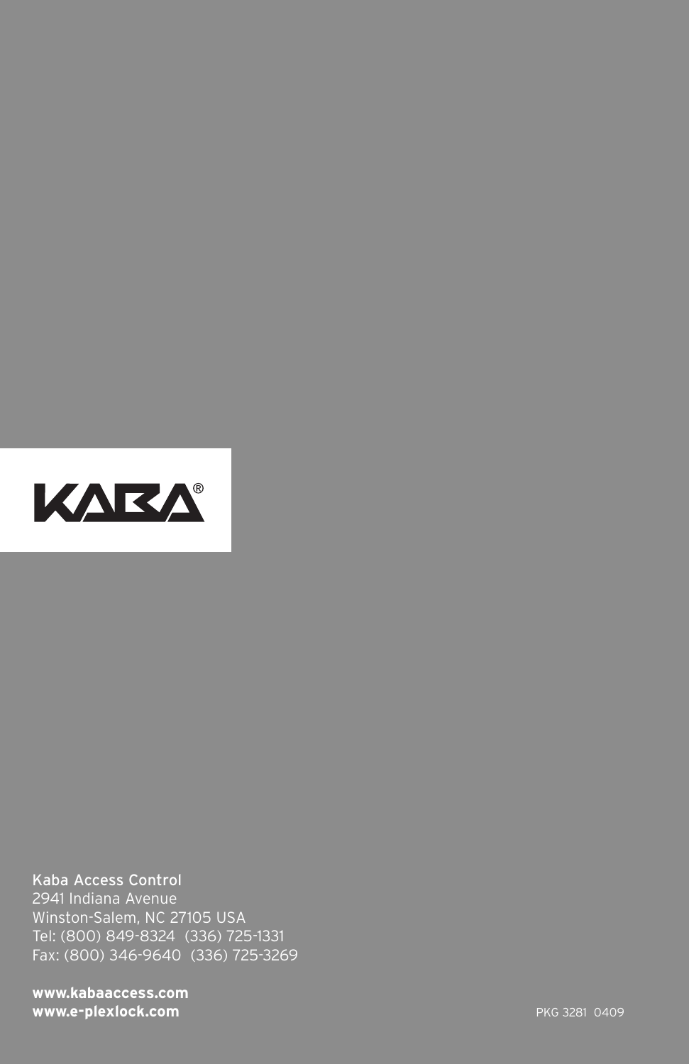KABA®

**Kaba Access Control**
2941 Indiana Avenue
Winston-Salem, NC 27105 USA
Tel: (800) 849-8324 (336) 725-1331
Fax: (800) 346-9640 (336) 725-3269

**www.kabaaccess.com**
**www.e-plexlock.com**

PKG 3281 0409